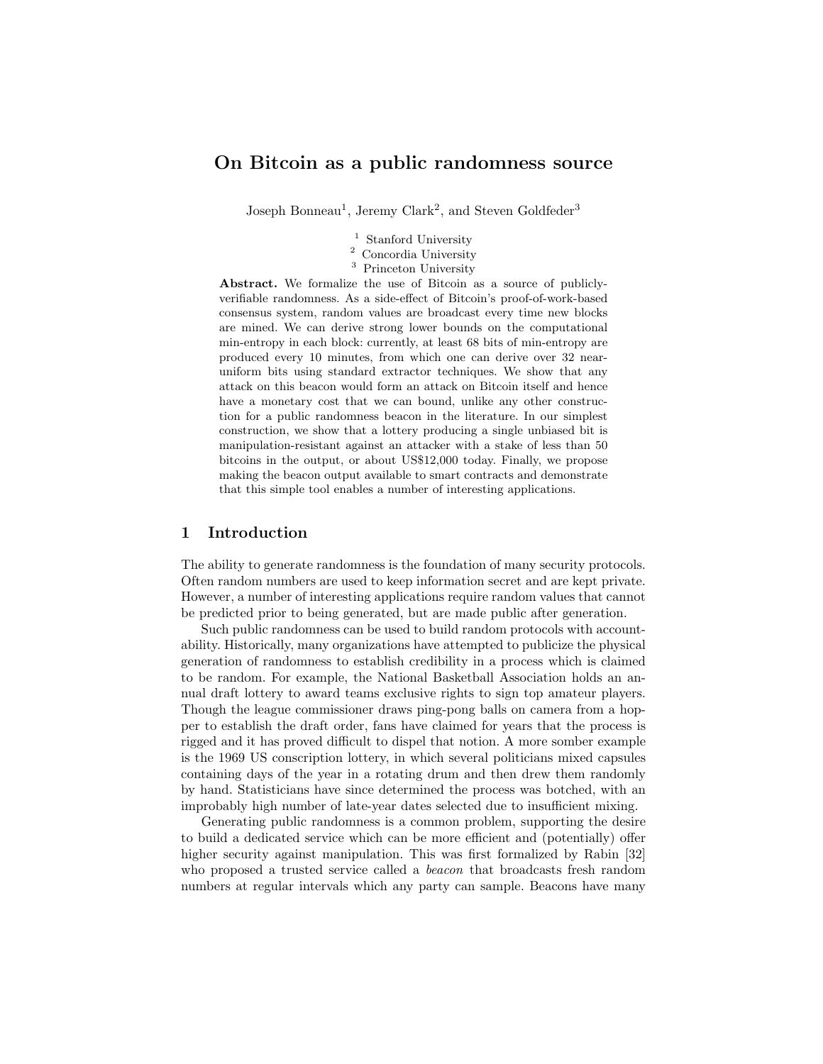# On Bitcoin as a public randomness source

Joseph Bonneau[1], Jeremy Clark[2], and Steven Goldfeder[3]

[1] Stanford University
[2] Concordia University
[3] Princeton University

**Abstract.** We formalize the use of Bitcoin as a source of publicly-verifiable randomness. As a side-effect of Bitcoin's proof-of-work-based consensus system, random values are broadcast every time new blocks are mined. We can derive strong lower bounds on the computational min-entropy in each block: currently, at least 68 bits of min-entropy are produced every 10 minutes, from which one can derive over 32 near-uniform bits using standard extractor techniques. We show that any attack on this beacon would form an attack on Bitcoin itself and hence have a monetary cost that we can bound, unlike any other construction for a public randomness beacon in the literature. In our simplest construction, we show that a lottery producing a single unbiased bit is manipulation-resistant against an attacker with a stake of less than 50 bitcoins in the output, or about US$12,000 today. Finally, we propose making the beacon output available to smart contracts and demonstrate that this simple tool enables a number of interesting applications.

## 1 Introduction

The ability to generate randomness is the foundation of many security protocols. Often random numbers are used to keep information secret and are kept private. However, a number of interesting applications require random values that cannot be predicted prior to being generated, but are made public after generation.

Such public randomness can be used to build random protocols with accountability. Historically, many organizations have attempted to publicize the physical generation of randomness to establish credibility in a process which is claimed to be random. For example, the National Basketball Association holds an annual draft lottery to award teams exclusive rights to sign top amateur players. Though the league commissioner draws ping-pong balls on camera from a hopper to establish the draft order, fans have claimed for years that the process is rigged and it has proved difficult to dispel that notion. A more somber example is the 1969 US conscription lottery, in which several politicians mixed capsules containing days of the year in a rotating drum and then drew them randomly by hand. Statisticians have since determined the process was botched, with an improbably high number of late-year dates selected due to insufficient mixing.

Generating public randomness is a common problem, supporting the desire to build a dedicated service which can be more efficient and (potentially) offer higher security against manipulation. This was first formalized by Rabin [32] who proposed a trusted service called a *beacon* that broadcasts fresh random numbers at regular intervals which any party can sample. Beacons have many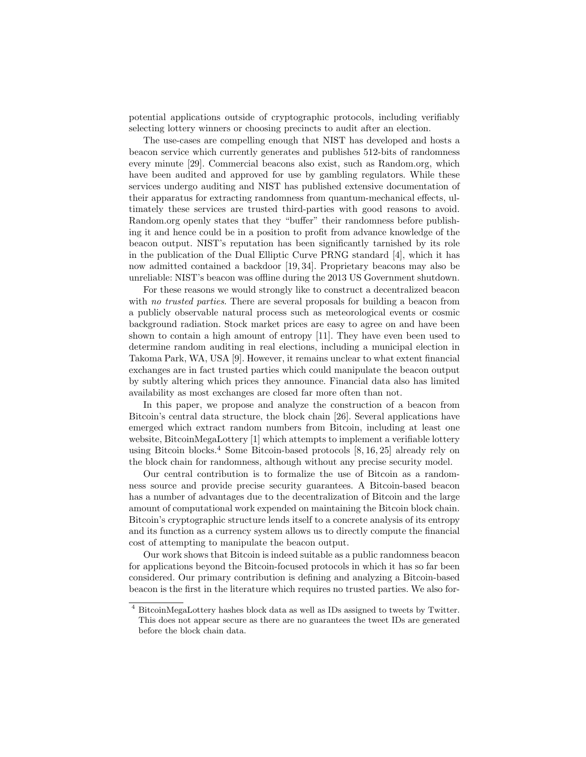potential applications outside of cryptographic protocols, including verifiably selecting lottery winners or choosing precincts to audit after an election.

The use-cases are compelling enough that NIST has developed and hosts a beacon service which currently generates and publishes 512-bits of randomness every minute [29]. Commercial beacons also exist, such as Random.org, which have been audited and approved for use by gambling regulators. While these services undergo auditing and NIST has published extensive documentation of their apparatus for extracting randomness from quantum-mechanical effects, ultimately these services are trusted third-parties with good reasons to avoid. Random.org openly states that they "buffer" their randomness before publishing it and hence could be in a position to profit from advance knowledge of the beacon output. NIST's reputation has been significantly tarnished by its role in the publication of the Dual Elliptic Curve PRNG standard [4], which it has now admitted contained a backdoor [19, 34]. Proprietary beacons may also be unreliable: NIST's beacon was offline during the 2013 US Government shutdown.

For these reasons we would strongly like to construct a decentralized beacon with *no trusted parties*. There are several proposals for building a beacon from a publicly observable natural process such as meteorological events or cosmic background radiation. Stock market prices are easy to agree on and have been shown to contain a high amount of entropy [11]. They have even been used to determine random auditing in real elections, including a municipal election in Takoma Park, WA, USA [9]. However, it remains unclear to what extent financial exchanges are in fact trusted parties which could manipulate the beacon output by subtly altering which prices they announce. Financial data also has limited availability as most exchanges are closed far more often than not.

In this paper, we propose and analyze the construction of a beacon from Bitcoin's central data structure, the block chain [26]. Several applications have emerged which extract random numbers from Bitcoin, including at least one website, BitcoinMegaLottery [1] which attempts to implement a verifiable lottery using Bitcoin blocks.[4] Some Bitcoin-based protocols [8, 16, 25] already rely on the block chain for randomness, although without any precise security model.

Our central contribution is to formalize the use of Bitcoin as a randomness source and provide precise security guarantees. A Bitcoin-based beacon has a number of advantages due to the decentralization of Bitcoin and the large amount of computational work expended on maintaining the Bitcoin block chain. Bitcoin's cryptographic structure lends itself to a concrete analysis of its entropy and its function as a currency system allows us to directly compute the financial cost of attempting to manipulate the beacon output.

Our work shows that Bitcoin is indeed suitable as a public randomness beacon for applications beyond the Bitcoin-focused protocols in which it has so far been considered. Our primary contribution is defining and analyzing a Bitcoin-based beacon is the first in the literature which requires no trusted parties. We also for-

[4] BitcoinMegaLottery hashes block data as well as IDs assigned to tweets by Twitter. This does not appear secure as there are no guarantees the tweet IDs are generated before the block chain data.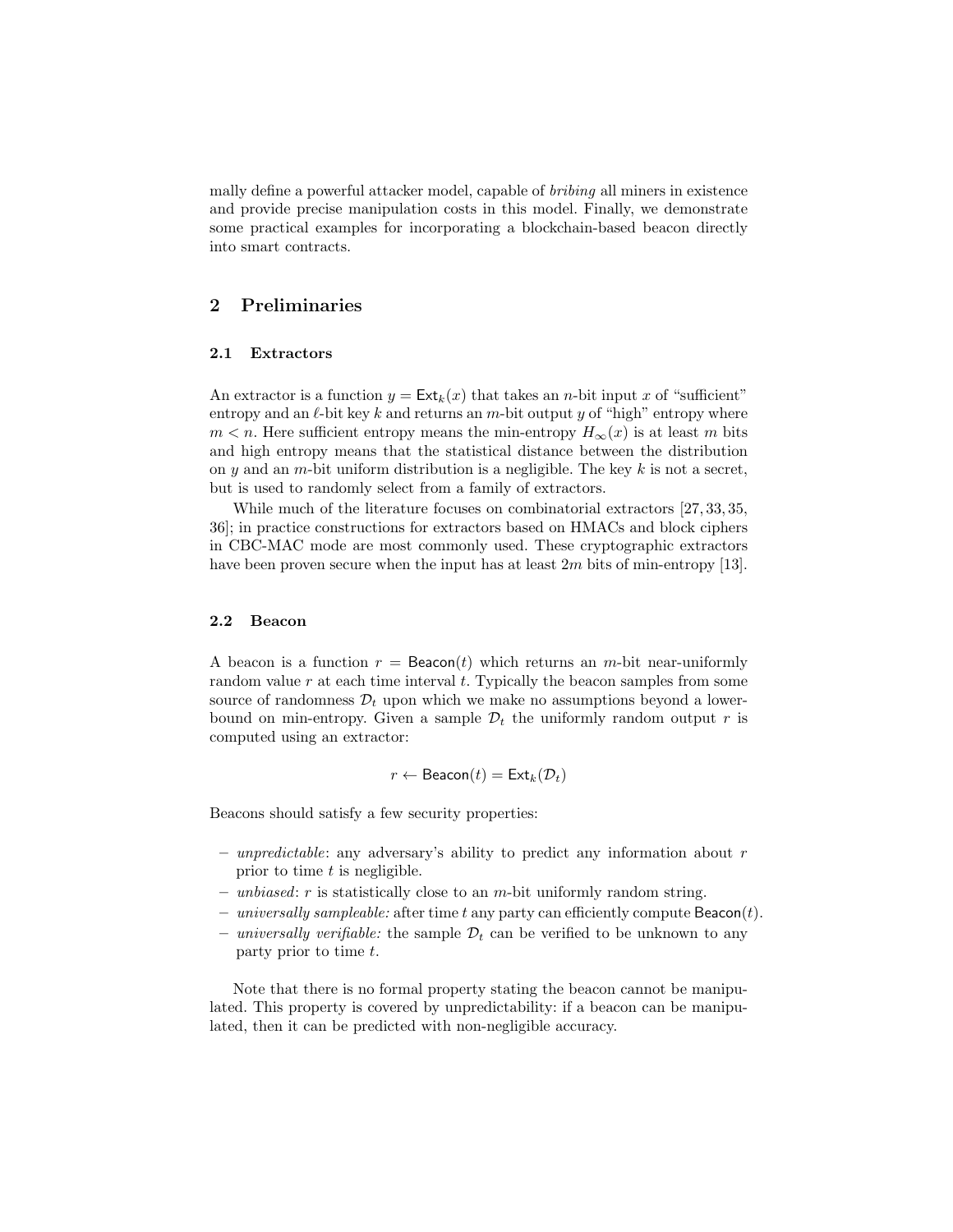mally define a powerful attacker model, capable of *bribing* all miners in existence and provide precise manipulation costs in this model. Finally, we demonstrate some practical examples for incorporating a blockchain-based beacon directly into smart contracts.

## 2 Preliminaries

### 2.1 Extractors

An extractor is a function $y = \mathsf{Ext}_k(x)$ that takes an $n$-bit input $x$ of "sufficient" entropy and an $\ell$-bit key $k$ and returns an $m$-bit output $y$ of "high" entropy where $m < n$. Here sufficient entropy means the min-entropy $H_\infty(x)$ is at least $m$ bits and high entropy means that the statistical distance between the distribution on $y$ and an $m$-bit uniform distribution is a negligible. The key $k$ is not a secret, but is used to randomly select from a family of extractors.

While much of the literature focuses on combinatorial extractors [27, 33, 35, 36]; in practice constructions for extractors based on HMACs and block ciphers in CBC-MAC mode are most commonly used. These cryptographic extractors have been proven secure when the input has at least $2m$ bits of min-entropy [13].

### 2.2 Beacon

A beacon is a function $r = \mathsf{Beacon}(t)$ which returns an $m$-bit near-uniformly random value $r$ at each time interval $t$. Typically the beacon samples from some source of randomness $\mathcal{D}_t$ upon which we make no assumptions beyond a lower-bound on min-entropy. Given a sample $\mathcal{D}_t$ the uniformly random output $r$ is computed using an extractor:

$$r \leftarrow \mathsf{Beacon}(t) = \mathsf{Ext}_k(\mathcal{D}_t)$$

Beacons should satisfy a few security properties:

- *unpredictable*: any adversary's ability to predict any information about $r$ prior to time $t$ is negligible.
- *unbiased*: $r$ is statistically close to an $m$-bit uniformly random string.
- *universally sampleable:* after time $t$ any party can efficiently compute $\mathsf{Beacon}(t)$.
- *universally verifiable:* the sample $\mathcal{D}_t$ can be verified to be unknown to any party prior to time $t$.

Note that there is no formal property stating the beacon cannot be manipulated. This property is covered by unpredictability: if a beacon can be manipulated, then it can be predicted with non-negligible accuracy.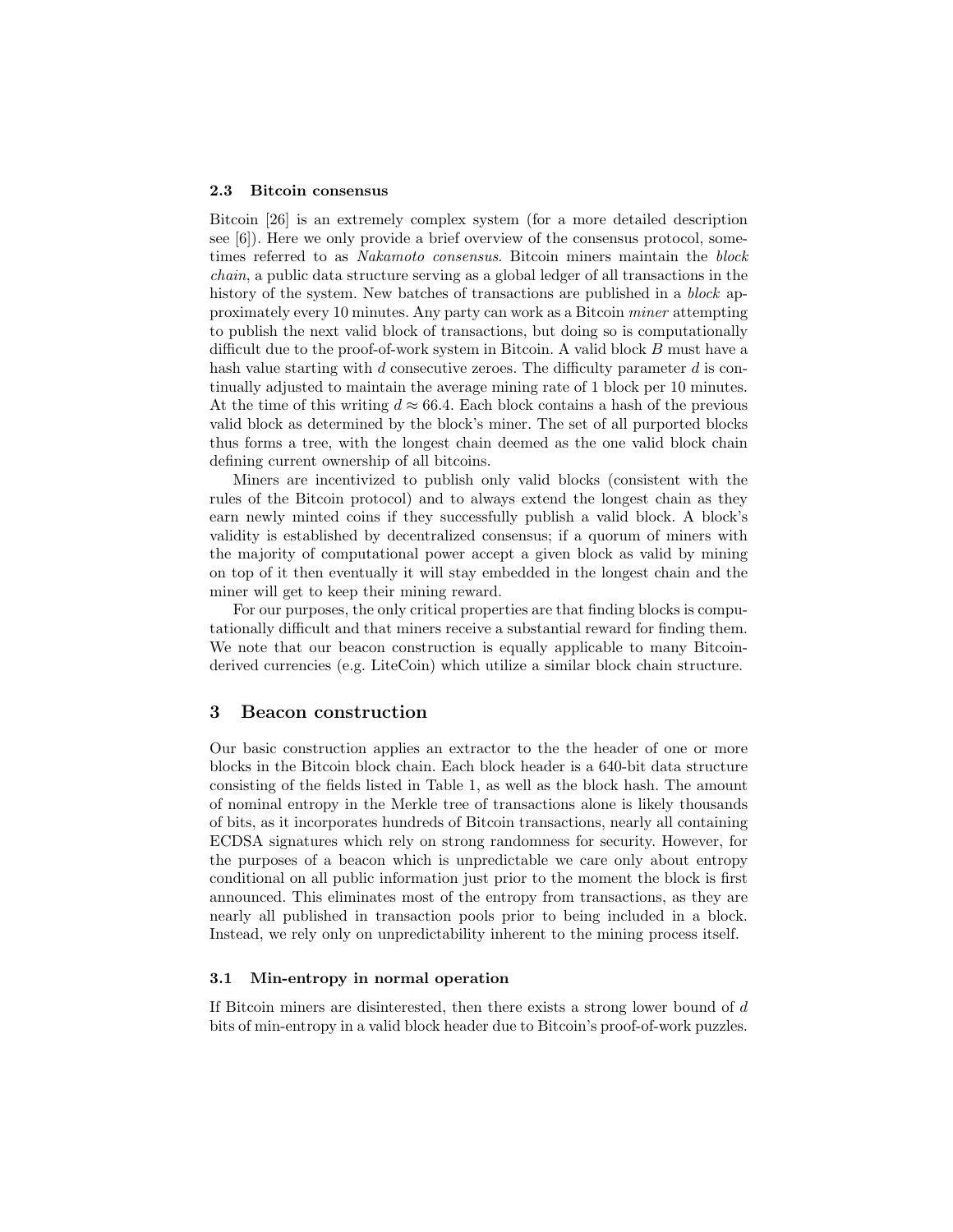### 2.3 Bitcoin consensus

Bitcoin [26] is an extremely complex system (for a more detailed description see [6]). Here we only provide a brief overview of the consensus protocol, sometimes referred to as *Nakamoto consensus*. Bitcoin miners maintain the *block chain*, a public data structure serving as a global ledger of all transactions in the history of the system. New batches of transactions are published in a *block* approximately every 10 minutes. Any party can work as a Bitcoin *miner* attempting to publish the next valid block of transactions, but doing so is computationally difficult due to the proof-of-work system in Bitcoin. A valid block $B$ must have a hash value starting with $d$ consecutive zeroes. The difficulty parameter $d$ is continually adjusted to maintain the average mining rate of 1 block per 10 minutes. At the time of this writing $d \approx 66.4$. Each block contains a hash of the previous valid block as determined by the block's miner. The set of all purported blocks thus forms a tree, with the longest chain deemed as the one valid block chain defining current ownership of all bitcoins.

Miners are incentivized to publish only valid blocks (consistent with the rules of the Bitcoin protocol) and to always extend the longest chain as they earn newly minted coins if they successfully publish a valid block. A block's validity is established by decentralized consensus; if a quorum of miners with the majority of computational power accept a given block as valid by mining on top of it then eventually it will stay embedded in the longest chain and the miner will get to keep their mining reward.

For our purposes, the only critical properties are that finding blocks is computationally difficult and that miners receive a substantial reward for finding them. We note that our beacon construction is equally applicable to many Bitcoin-derived currencies (e.g. LiteCoin) which utilize a similar block chain structure.

## 3 Beacon construction

Our basic construction applies an extractor to the the header of one or more blocks in the Bitcoin block chain. Each block header is a 640-bit data structure consisting of the fields listed in Table 1, as well as the block hash. The amount of nominal entropy in the Merkle tree of transactions alone is likely thousands of bits, as it incorporates hundreds of Bitcoin transactions, nearly all containing ECDSA signatures which rely on strong randomness for security. However, for the purposes of a beacon which is unpredictable we care only about entropy conditional on all public information just prior to the moment the block is first announced. This eliminates most of the entropy from transactions, as they are nearly all published in transaction pools prior to being included in a block. Instead, we rely only on unpredictability inherent to the mining process itself.

### 3.1 Min-entropy in normal operation

If Bitcoin miners are disinterested, then there exists a strong lower bound of $d$ bits of min-entropy in a valid block header due to Bitcoin's proof-of-work puzzles.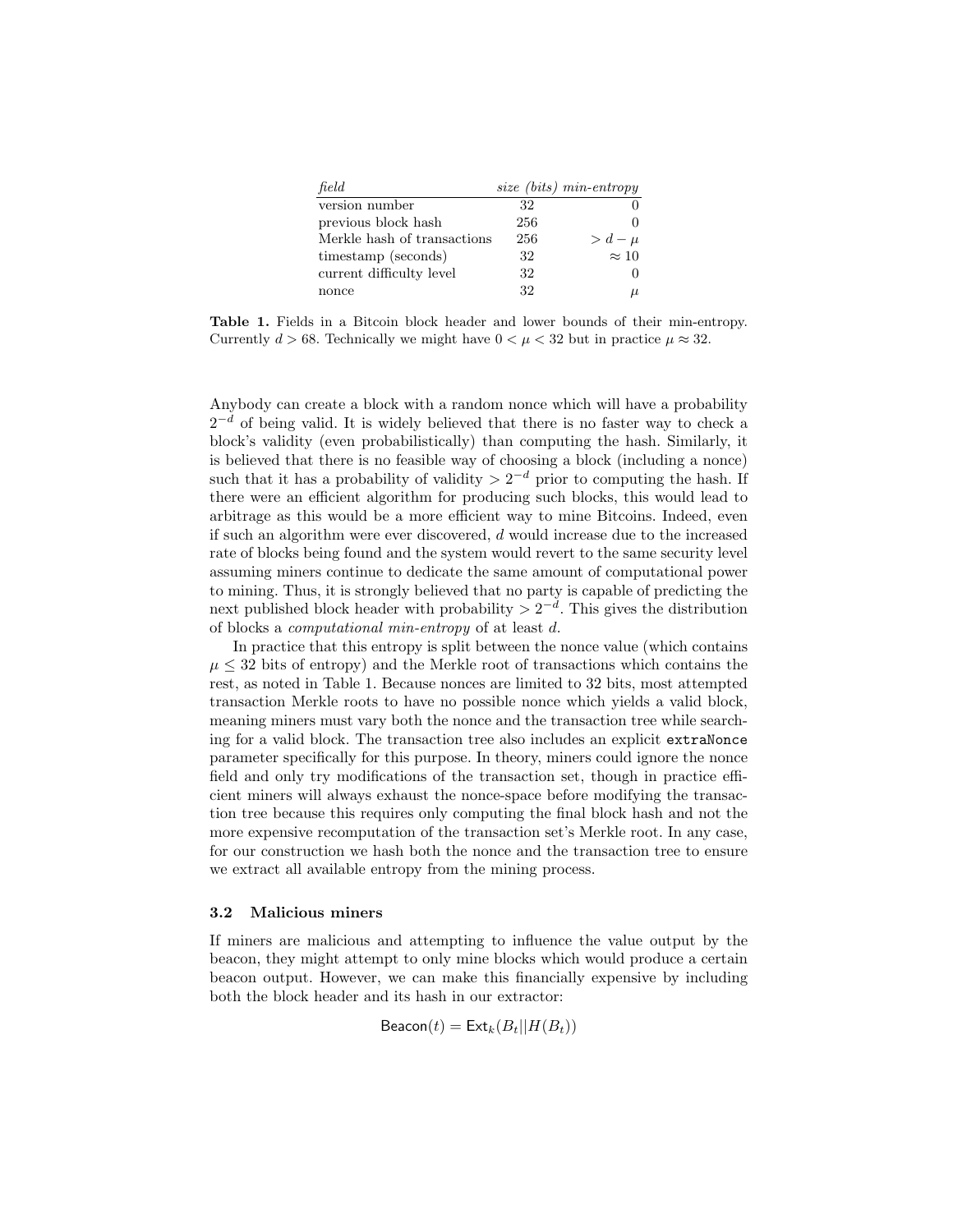| *field* | *size (bits)* | *min-entropy* |
|---|---|---|
| version number | 32 | 0 |
| previous block hash | 256 | 0 |
| Merkle hash of transactions | 256 | $> d - \mu$ |
| timestamp (seconds) | 32 | $\approx 10$ |
| current difficulty level | 32 | 0 |
| nonce | 32 | $\mu$ |

**Table 1.** Fields in a Bitcoin block header and lower bounds of their min-entropy. Currently $d > 68$. Technically we might have $0 < \mu < 32$ but in practice $\mu \approx 32$.

Anybody can create a block with a random nonce which will have a probability $2^{-d}$ of being valid. It is widely believed that there is no faster way to check a block's validity (even probabilistically) than computing the hash. Similarly, it is believed that there is no feasible way of choosing a block (including a nonce) such that it has a probability of validity $> 2^{-d}$ prior to computing the hash. If there were an efficient algorithm for producing such blocks, this would lead to arbitrage as this would be a more efficient way to mine Bitcoins. Indeed, even if such an algorithm were ever discovered, $d$ would increase due to the increased rate of blocks being found and the system would revert to the same security level assuming miners continue to dedicate the same amount of computational power to mining. Thus, it is strongly believed that no party is capable of predicting the next published block header with probability $> 2^{-d}$. This gives the distribution of blocks a *computational min-entropy* of at least $d$.

In practice that this entropy is split between the nonce value (which contains $\mu \leq 32$ bits of entropy) and the Merkle root of transactions which contains the rest, as noted in Table 1. Because nonces are limited to 32 bits, most attempted transaction Merkle roots to have no possible nonce which yields a valid block, meaning miners must vary both the nonce and the transaction tree while searching for a valid block. The transaction tree also includes an explicit `extraNonce` parameter specifically for this purpose. In theory, miners could ignore the nonce field and only try modifications of the transaction set, though in practice efficient miners will always exhaust the nonce-space before modifying the transaction tree because this requires only computing the final block hash and not the more expensive recomputation of the transaction set's Merkle root. In any case, for our construction we hash both the nonce and the transaction tree to ensure we extract all available entropy from the mining process.

### 3.2 Malicious miners

If miners are malicious and attempting to influence the value output by the beacon, they might attempt to only mine blocks which would produce a certain beacon output. However, we can make this financially expensive by including both the block header and its hash in our extractor:

$$\mathsf{Beacon}(t) = \mathsf{Ext}_k(B_t || H(B_t))$$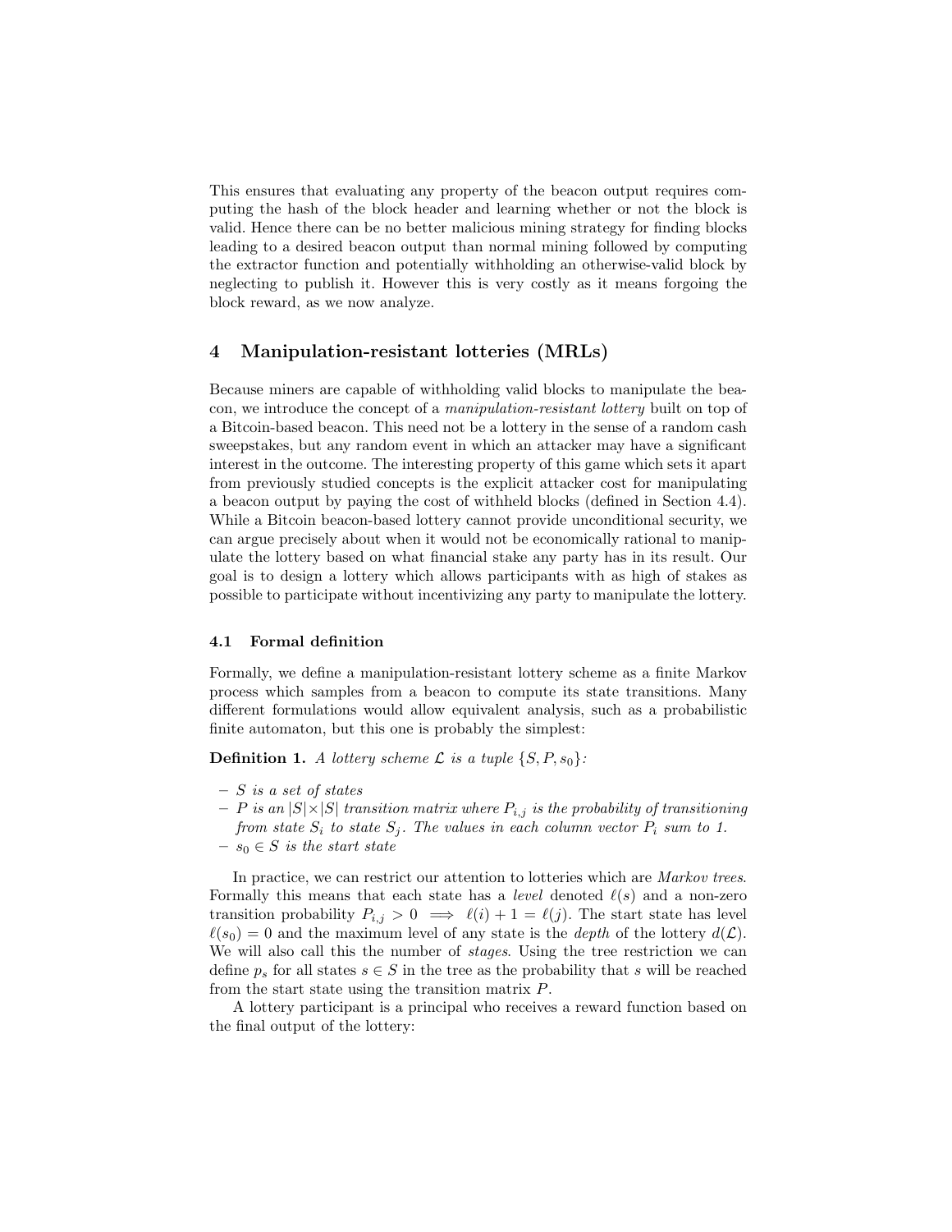This ensures that evaluating any property of the beacon output requires computing the hash of the block header and learning whether or not the block is valid. Hence there can be no better malicious mining strategy for finding blocks leading to a desired beacon output than normal mining followed by computing the extractor function and potentially withholding an otherwise-valid block by neglecting to publish it. However this is very costly as it means forgoing the block reward, as we now analyze.

## 4 Manipulation-resistant lotteries (MRLs)

Because miners are capable of withholding valid blocks to manipulate the beacon, we introduce the concept of a *manipulation-resistant lottery* built on top of a Bitcoin-based beacon. This need not be a lottery in the sense of a random cash sweepstakes, but any random event in which an attacker may have a significant interest in the outcome. The interesting property of this game which sets it apart from previously studied concepts is the explicit attacker cost for manipulating a beacon output by paying the cost of withheld blocks (defined in Section 4.4). While a Bitcoin beacon-based lottery cannot provide unconditional security, we can argue precisely about when it would not be economically rational to manipulate the lottery based on what financial stake any party has in its result. Our goal is to design a lottery which allows participants with as high of stakes as possible to participate without incentivizing any party to manipulate the lottery.

### 4.1 Formal definition

Formally, we define a manipulation-resistant lottery scheme as a finite Markov process which samples from a beacon to compute its state transitions. Many different formulations would allow equivalent analysis, such as a probabilistic finite automaton, but this one is probably the simplest:

**Definition 1.** *A lottery scheme $\mathcal{L}$ is a tuple $\{S, P, s_0\}$:*

- *$S$ is a set of states*
- *$P$ is an $|S| \times |S|$ transition matrix where $P_{i,j}$ is the probability of transitioning from state $S_i$ to state $S_j$. The values in each column vector $P_i$ sum to 1.*
- *$s_0 \in S$ is the start state*

In practice, we can restrict our attention to lotteries which are *Markov trees*. Formally this means that each state has a *level* denoted $\ell(s)$ and a non-zero transition probability $P_{i,j} > 0 \implies \ell(i) + 1 = \ell(j)$. The start state has level $\ell(s_0) = 0$ and the maximum level of any state is the *depth* of the lottery $d(\mathcal{L})$. We will also call this the number of *stages*. Using the tree restriction we can define $p_s$ for all states $s \in S$ in the tree as the probability that $s$ will be reached from the start state using the transition matrix $P$.

A lottery participant is a principal who receives a reward function based on the final output of the lottery: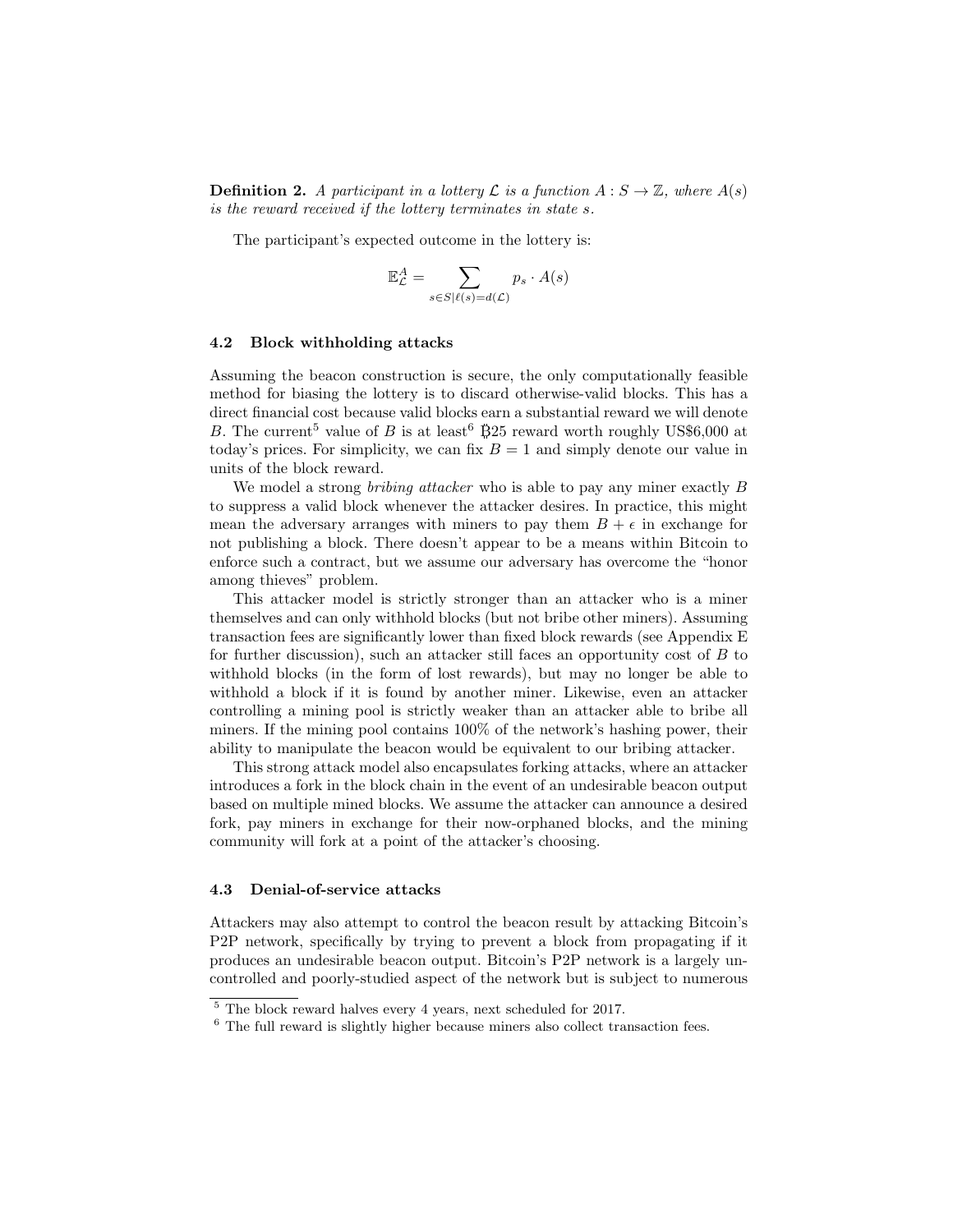**Definition 2.** *A participant in a lottery $\mathcal{L}$ is a function $A : S \to \mathbb{Z}$, where $A(s)$ is the reward received if the lottery terminates in state $s$.*

The participant's expected outcome in the lottery is:

$$\mathbb{E}^{A}_{\mathcal{L}} = \sum_{s \in S | \ell(s) = d(\mathcal{L})} p_s \cdot A(s)$$

### 4.2 Block withholding attacks

Assuming the beacon construction is secure, the only computationally feasible method for biasing the lottery is to discard otherwise-valid blocks. This has a direct financial cost because valid blocks earn a substantial reward we will denote $B$. The current[5] value of $B$ is at least[6] Ƀ25 reward worth roughly US$6,000 at today's prices. For simplicity, we can fix $B = 1$ and simply denote our value in units of the block reward.

We model a strong *bribing attacker* who is able to pay any miner exactly $B$ to suppress a valid block whenever the attacker desires. In practice, this might mean the adversary arranges with miners to pay them $B + \epsilon$ in exchange for not publishing a block. There doesn't appear to be a means within Bitcoin to enforce such a contract, but we assume our adversary has overcome the "honor among thieves" problem.

This attacker model is strictly stronger than an attacker who is a miner themselves and can only withhold blocks (but not bribe other miners). Assuming transaction fees are significantly lower than fixed block rewards (see Appendix E for further discussion), such an attacker still faces an opportunity cost of $B$ to withhold blocks (in the form of lost rewards), but may no longer be able to withhold a block if it is found by another miner. Likewise, even an attacker controlling a mining pool is strictly weaker than an attacker able to bribe all miners. If the mining pool contains 100% of the network's hashing power, their ability to manipulate the beacon would be equivalent to our bribing attacker.

This strong attack model also encapsulates forking attacks, where an attacker introduces a fork in the block chain in the event of an undesirable beacon output based on multiple mined blocks. We assume the attacker can announce a desired fork, pay miners in exchange for their now-orphaned blocks, and the mining community will fork at a point of the attacker's choosing.

### 4.3 Denial-of-service attacks

Attackers may also attempt to control the beacon result by attacking Bitcoin's P2P network, specifically by trying to prevent a block from propagating if it produces an undesirable beacon output. Bitcoin's P2P network is a largely uncontrolled and poorly-studied aspect of the network but is subject to numerous

[5] The block reward halves every 4 years, next scheduled for 2017.

[6] The full reward is slightly higher because miners also collect transaction fees.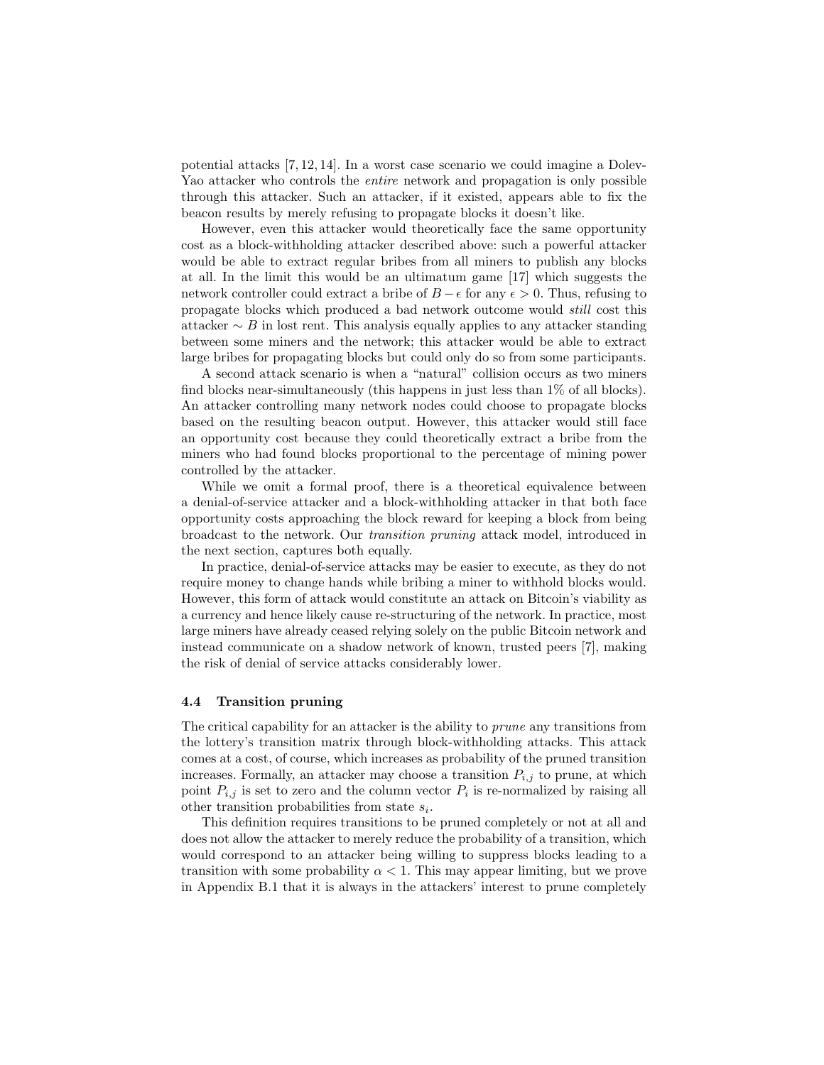potential attacks [7, 12, 14]. In a worst case scenario we could imagine a Dolev-Yao attacker who controls the *entire* network and propagation is only possible through this attacker. Such an attacker, if it existed, appears able to fix the beacon results by merely refusing to propagate blocks it doesn't like.

However, even this attacker would theoretically face the same opportunity cost as a block-withholding attacker described above: such a powerful attacker would be able to extract regular bribes from all miners to publish any blocks at all. In the limit this would be an ultimatum game [17] which suggests the network controller could extract a bribe of $B - \epsilon$ for any $\epsilon > 0$. Thus, refusing to propagate blocks which produced a bad network outcome would *still* cost this attacker $\sim B$ in lost rent. This analysis equally applies to any attacker standing between some miners and the network; this attacker would be able to extract large bribes for propagating blocks but could only do so from some participants.

A second attack scenario is when a "natural" collision occurs as two miners find blocks near-simultaneously (this happens in just less than 1% of all blocks). An attacker controlling many network nodes could choose to propagate blocks based on the resulting beacon output. However, this attacker would still face an opportunity cost because they could theoretically extract a bribe from the miners who had found blocks proportional to the percentage of mining power controlled by the attacker.

While we omit a formal proof, there is a theoretical equivalence between a denial-of-service attacker and a block-withholding attacker in that both face opportunity costs approaching the block reward for keeping a block from being broadcast to the network. Our *transition pruning* attack model, introduced in the next section, captures both equally.

In practice, denial-of-service attacks may be easier to execute, as they do not require money to change hands while bribing a miner to withhold blocks would. However, this form of attack would constitute an attack on Bitcoin's viability as a currency and hence likely cause re-structuring of the network. In practice, most large miners have already ceased relying solely on the public Bitcoin network and instead communicate on a shadow network of known, trusted peers [7], making the risk of denial of service attacks considerably lower.

### 4.4 Transition pruning

The critical capability for an attacker is the ability to *prune* any transitions from the lottery's transition matrix through block-withholding attacks. This attack comes at a cost, of course, which increases as probability of the pruned transition increases. Formally, an attacker may choose a transition $P_{i,j}$ to prune, at which point $P_{i,j}$ is set to zero and the column vector $P_i$ is re-normalized by raising all other transition probabilities from state $s_i$.

This definition requires transitions to be pruned completely or not at all and does not allow the attacker to merely reduce the probability of a transition, which would correspond to an attacker being willing to suppress blocks leading to a transition with some probability $\alpha < 1$. This may appear limiting, but we prove in Appendix B.1 that it is always in the attackers' interest to prune completely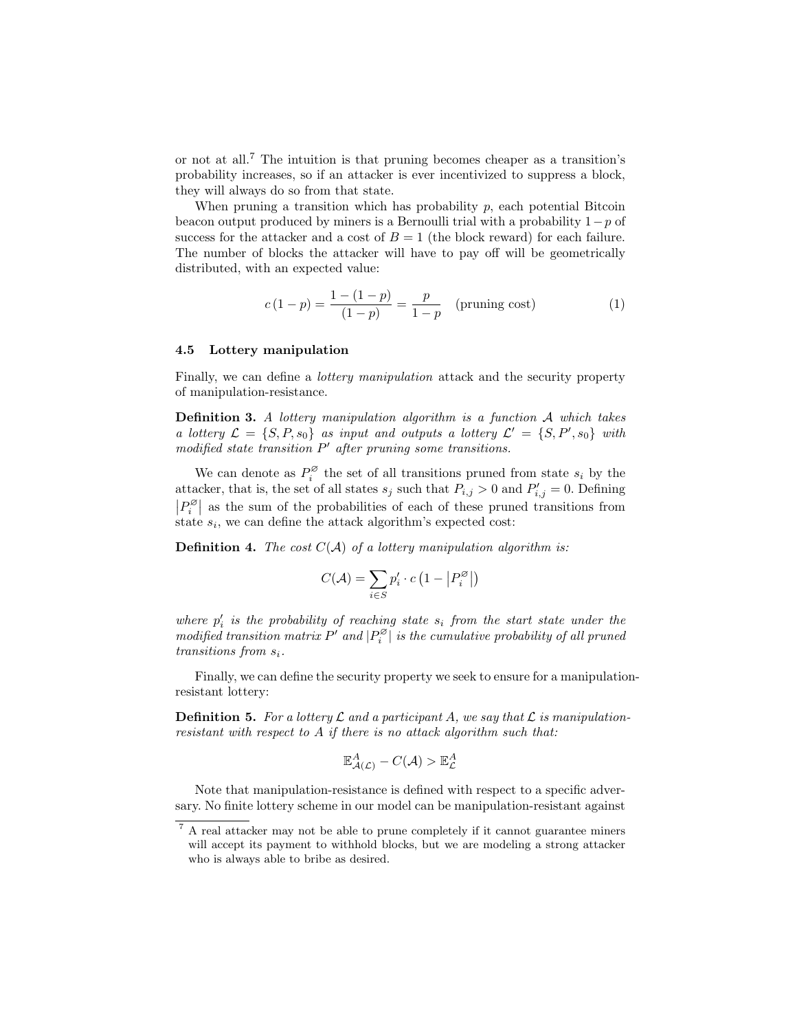or not at all.[7] The intuition is that pruning becomes cheaper as a transition's probability increases, so if an attacker is ever incentivized to suppress a block, they will always do so from that state.

When pruning a transition which has probability $p$, each potential Bitcoin beacon output produced by miners is a Bernoulli trial with a probability $1-p$ of success for the attacker and a cost of $B = 1$ (the block reward) for each failure. The number of blocks the attacker will have to pay off will be geometrically distributed, with an expected value:

$$c\,(1-p) = \frac{1-(1-p)}{(1-p)} = \frac{p}{1-p} \quad \text{(pruning cost)} \tag{1}$$

### 4.5 Lottery manipulation

Finally, we can define a *lottery manipulation* attack and the security property of manipulation-resistance.

**Definition 3.** *A lottery manipulation algorithm is a function $\mathcal{A}$ which takes a lottery $\mathcal{L} = \{S, P, s_0\}$ as input and outputs a lottery $\mathcal{L}' = \{S, P', s_0\}$ with modified state transition $P'$ after pruning some transitions.*

We can denote as $P_i^{\varnothing}$ the set of all transitions pruned from state $s_i$ by the attacker, that is, the set of all states $s_j$ such that $P_{i,j} > 0$ and $P'_{i,j} = 0$. Defining $\left|P_i^{\varnothing}\right|$ as the sum of the probabilities of each of these pruned transitions from state $s_i$, we can define the attack algorithm's expected cost:

**Definition 4.** *The cost $C(\mathcal{A})$ of a lottery manipulation algorithm is:*

$$C(\mathcal{A}) = \sum_{i \in S} p'_i \cdot c\left(1 - \left|P_i^{\varnothing}\right|\right)$$

*where $p'_i$ is the probability of reaching state $s_i$ from the start state under the modified transition matrix $P'$ and $|P_i^{\varnothing}|$ is the cumulative probability of all pruned transitions from $s_i$.*

Finally, we can define the security property we seek to ensure for a manipulation-resistant lottery:

**Definition 5.** *For a lottery $\mathcal{L}$ and a participant $A$, we say that $\mathcal{L}$ is manipulation-resistant with respect to $A$ if there is no attack algorithm such that:*

$$\mathbb{E}^{A}_{\mathcal{A}(\mathcal{L})} - C(\mathcal{A}) > \mathbb{E}^{A}_{\mathcal{L}}$$

Note that manipulation-resistance is defined with respect to a specific adversary. No finite lottery scheme in our model can be manipulation-resistant against

[7] A real attacker may not be able to prune completely if it cannot guarantee miners will accept its payment to withhold blocks, but we are modeling a strong attacker who is always able to bribe as desired.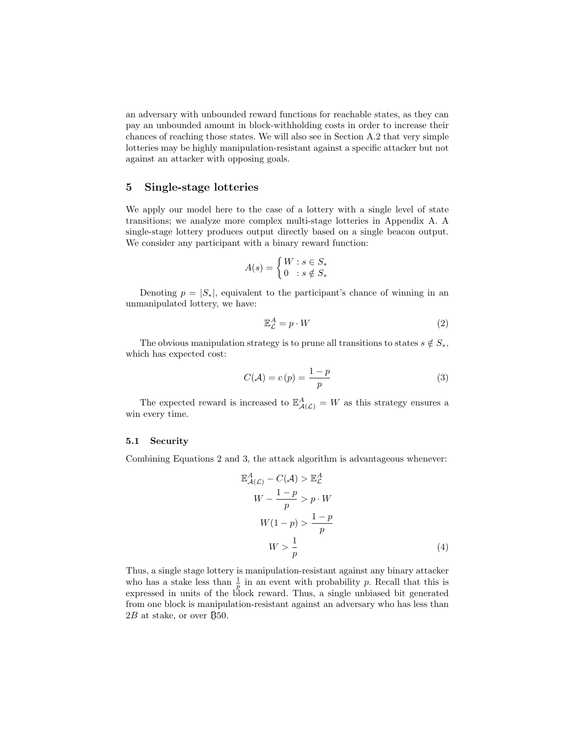an adversary with unbounded reward functions for reachable states, as they can pay an unbounded amount in block-withholding costs in order to increase their chances of reaching those states. We will also see in Section A.2 that very simple lotteries may be highly manipulation-resistant against a specific attacker but not against an attacker with opposing goals.

## 5 Single-stage lotteries

We apply our model here to the case of a lottery with a single level of state transitions; we analyze more complex multi-stage lotteries in Appendix A. A single-stage lottery produces output directly based on a single beacon output. We consider any participant with a binary reward function:

$$A(s) = \begin{cases} W : s \in S_* \\ 0 \quad : s \notin S_* \end{cases}$$

Denoting $p = |S_*|$, equivalent to the participant's chance of winning in an unmanipulated lottery, we have:

$$\mathbb{E}^A_{\mathcal{L}} = p \cdot W \tag{2}$$

The obvious manipulation strategy is to prune all transitions to states $s \notin S_*$, which has expected cost:

$$C(\mathcal{A}) = c\,(p) = \frac{1-p}{p} \tag{3}$$

The expected reward is increased to $\mathbb{E}^A_{\mathcal{A}(\mathcal{L})} = W$ as this strategy ensures a win every time.

### 5.1 Security

Combining Equations 2 and 3, the attack algorithm is advantageous whenever:

$$\begin{aligned} \mathbb{E}^A_{\mathcal{A}(\mathcal{L})} - C(\mathcal{A}) &> \mathbb{E}^A_{\mathcal{L}} \\ W - \frac{1-p}{p} &> p \cdot W \\ W(1-p) &> \frac{1-p}{p} \\ W &> \frac{1}{p} \end{aligned} \tag{4}$$

Thus, a single stage lottery is manipulation-resistant against any binary attacker who has a stake less than $\frac{1}{p}$ in an event with probability $p$. Recall that this is expressed in units of the block reward. Thus, a single unbiased bit generated from one block is manipulation-resistant against an adversary who has less than $2B$ at stake, or over Ƀ50.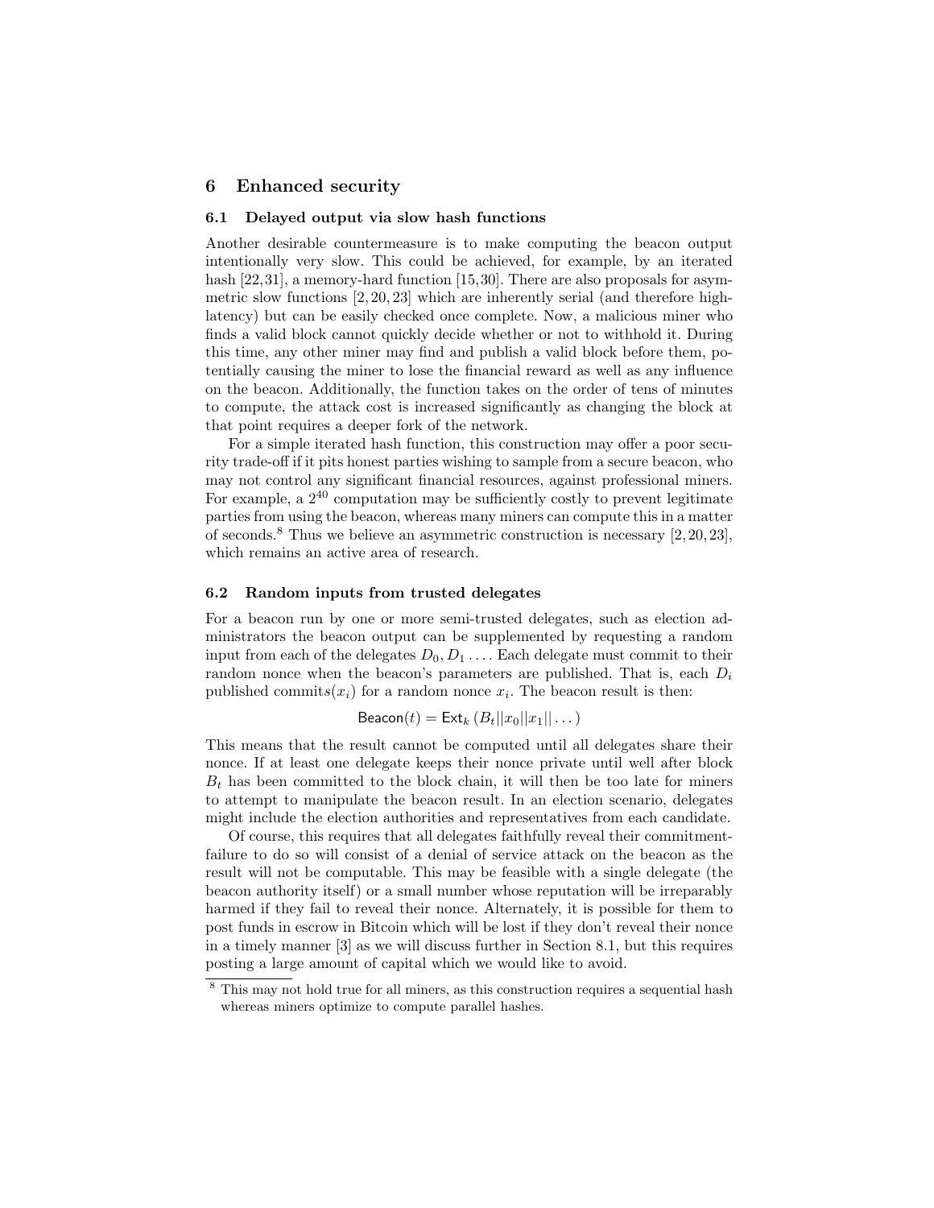## 6 Enhanced security

### 6.1 Delayed output via slow hash functions

Another desirable countermeasure is to make computing the beacon output intentionally very slow. This could be achieved, for example, by an iterated hash [22,31], a memory-hard function [15,30]. There are also proposals for asymmetric slow functions [2,20,23] which are inherently serial (and therefore high-latency) but can be easily checked once complete. Now, a malicious miner who finds a valid block cannot quickly decide whether or not to withhold it. During this time, any other miner may find and publish a valid block before them, potentially causing the miner to lose the financial reward as well as any influence on the beacon. Additionally, the function takes on the order of tens of minutes to compute, the attack cost is increased significantly as changing the block at that point requires a deeper fork of the network.

For a simple iterated hash function, this construction may offer a poor security trade-off if it pits honest parties wishing to sample from a secure beacon, who may not control any significant financial resources, against professional miners. For example, a $2^{40}$ computation may be sufficiently costly to prevent legitimate parties from using the beacon, whereas many miners can compute this in a matter of seconds.[8] Thus we believe an asymmetric construction is necessary [2,20,23], which remains an active area of research.

### 6.2 Random inputs from trusted delegates

For a beacon run by one or more semi-trusted delegates, such as election administrators the beacon output can be supplemented by requesting a random input from each of the delegates $D_0, D_1 \ldots$. Each delegate must commit to their random nonce when the beacon's parameters are published. That is, each $D_i$ published commits$(x_i)$ for a random nonce $x_i$. The beacon result is then:

$$\mathsf{Beacon}(t) = \mathsf{Ext}_k\left(B_t || x_0 || x_1 || \ldots\right)$$

This means that the result cannot be computed until all delegates share their nonce. If at least one delegate keeps their nonce private until well after block $B_t$ has been committed to the block chain, it will then be too late for miners to attempt to manipulate the beacon result. In an election scenario, delegates might include the election authorities and representatives from each candidate.

Of course, this requires that all delegates faithfully reveal their commitment-failure to do so will consist of a denial of service attack on the beacon as the result will not be computable. This may be feasible with a single delegate (the beacon authority itself) or a small number whose reputation will be irreparably harmed if they fail to reveal their nonce. Alternately, it is possible for them to post funds in escrow in Bitcoin which will be lost if they don't reveal their nonce in a timely manner [3] as we will discuss further in Section 8.1, but this requires posting a large amount of capital which we would like to avoid.

[8] This may not hold true for all miners, as this construction requires a sequential hash whereas miners optimize to compute parallel hashes.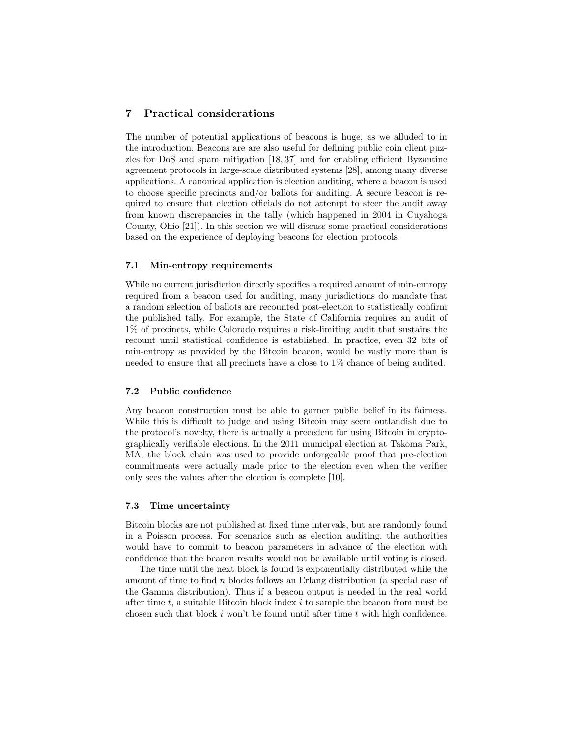## 7 Practical considerations

The number of potential applications of beacons is huge, as we alluded to in the introduction. Beacons are are also useful for defining public coin client puzzles for DoS and spam mitigation [18, 37] and for enabling efficient Byzantine agreement protocols in large-scale distributed systems [28], among many diverse applications. A canonical application is election auditing, where a beacon is used to choose specific precincts and/or ballots for auditing. A secure beacon is required to ensure that election officials do not attempt to steer the audit away from known discrepancies in the tally (which happened in 2004 in Cuyahoga County, Ohio [21]). In this section we will discuss some practical considerations based on the experience of deploying beacons for election protocols.

### 7.1 Min-entropy requirements

While no current jurisdiction directly specifies a required amount of min-entropy required from a beacon used for auditing, many jurisdictions do mandate that a random selection of ballots are recounted post-election to statistically confirm the published tally. For example, the State of California requires an audit of 1% of precincts, while Colorado requires a risk-limiting audit that sustains the recount until statistical confidence is established. In practice, even 32 bits of min-entropy as provided by the Bitcoin beacon, would be vastly more than is needed to ensure that all precincts have a close to 1% chance of being audited.

### 7.2 Public confidence

Any beacon construction must be able to garner public belief in its fairness. While this is difficult to judge and using Bitcoin may seem outlandish due to the protocol's novelty, there is actually a precedent for using Bitcoin in cryptographically verifiable elections. In the 2011 municipal election at Takoma Park, MA, the block chain was used to provide unforgeable proof that pre-election commitments were actually made prior to the election even when the verifier only sees the values after the election is complete [10].

### 7.3 Time uncertainty

Bitcoin blocks are not published at fixed time intervals, but are randomly found in a Poisson process. For scenarios such as election auditing, the authorities would have to commit to beacon parameters in advance of the election with confidence that the beacon results would not be available until voting is closed.

The time until the next block is found is exponentially distributed while the amount of time to find $n$ blocks follows an Erlang distribution (a special case of the Gamma distribution). Thus if a beacon output is needed in the real world after time $t$, a suitable Bitcoin block index $i$ to sample the beacon from must be chosen such that block $i$ won't be found until after time $t$ with high confidence.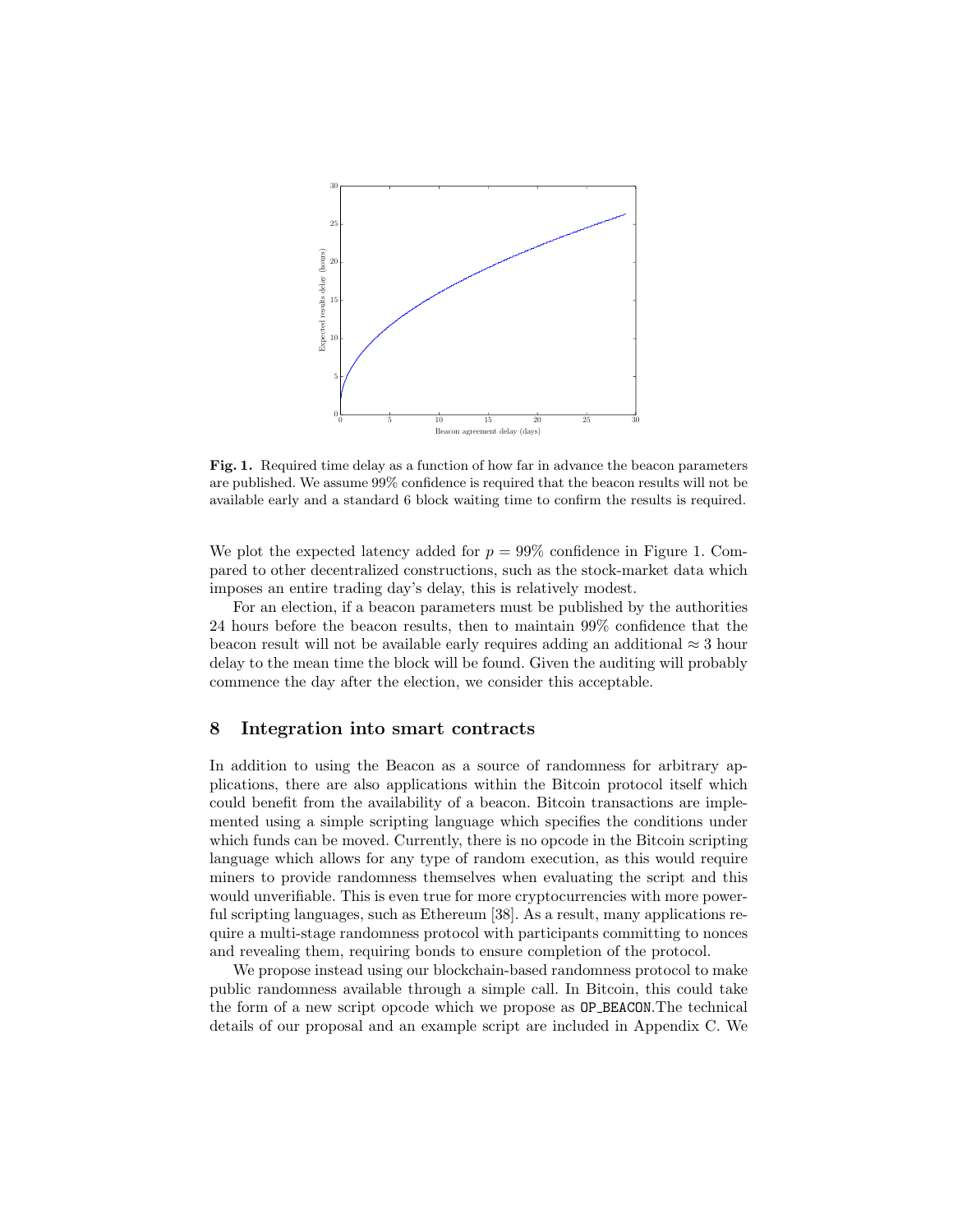**Fig. 1.** Required time delay as a function of how far in advance the beacon parameters are published. We assume 99% confidence is required that the beacon results will not be available early and a standard 6 block waiting time to confirm the results is required.

We plot the expected latency added for $p = 99\%$ confidence in Figure 1. Compared to other decentralized constructions, such as the stock-market data which imposes an entire trading day's delay, this is relatively modest.

For an election, if a beacon parameters must be published by the authorities 24 hours before the beacon results, then to maintain 99% confidence that the beacon result will not be available early requires adding an additional $\approx 3$ hour delay to the mean time the block will be found. Given the auditing will probably commence the day after the election, we consider this acceptable.

## 8 Integration into smart contracts

In addition to using the Beacon as a source of randomness for arbitrary applications, there are also applications within the Bitcoin protocol itself which could benefit from the availability of a beacon. Bitcoin transactions are implemented using a simple scripting language which specifies the conditions under which funds can be moved. Currently, there is no opcode in the Bitcoin scripting language which allows for any type of random execution, as this would require miners to provide randomness themselves when evaluating the script and this would unverifiable. This is even true for more cryptocurrencies with more powerful scripting languages, such as Ethereum [38]. As a result, many applications require a multi-stage randomness protocol with participants committing to nonces and revealing them, requiring bonds to ensure completion of the protocol.

We propose instead using our blockchain-based randomness protocol to make public randomness available through a simple call. In Bitcoin, this could take the form of a new script opcode which we propose as `OP_BEACON`.The technical details of our proposal and an example script are included in Appendix C. We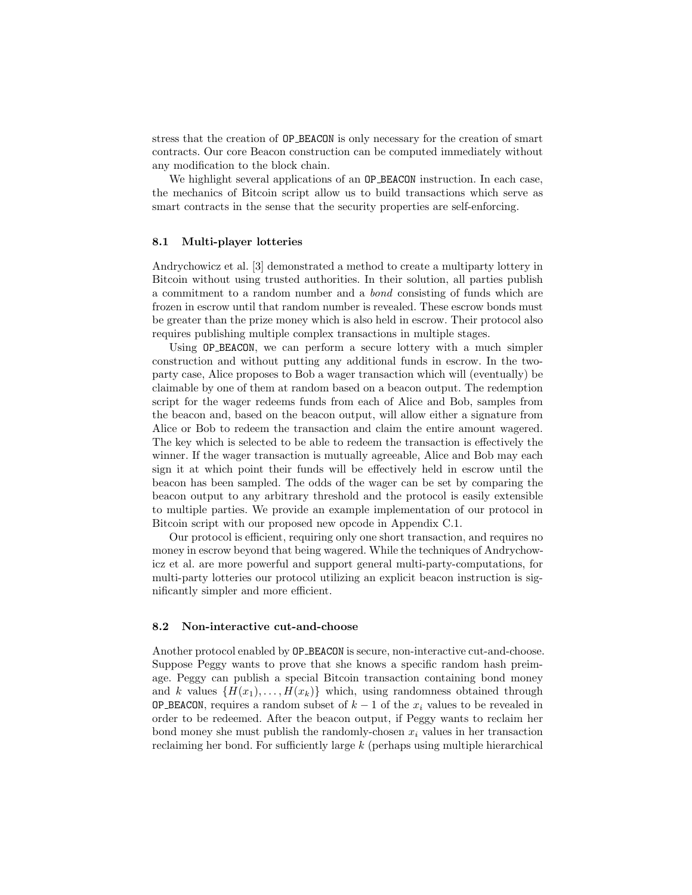stress that the creation of `OP_BEACON` is only necessary for the creation of smart contracts. Our core Beacon construction can be computed immediately without any modification to the block chain.

We highlight several applications of an `OP_BEACON` instruction. In each case, the mechanics of Bitcoin script allow us to build transactions which serve as smart contracts in the sense that the security properties are self-enforcing.

### 8.1 Multi-player lotteries

Andrychowicz et al. [3] demonstrated a method to create a multiparty lottery in Bitcoin without using trusted authorities. In their solution, all parties publish a commitment to a random number and a *bond* consisting of funds which are frozen in escrow until that random number is revealed. These escrow bonds must be greater than the prize money which is also held in escrow. Their protocol also requires publishing multiple complex transactions in multiple stages.

Using `OP_BEACON`, we can perform a secure lottery with a much simpler construction and without putting any additional funds in escrow. In the two-party case, Alice proposes to Bob a wager transaction which will (eventually) be claimable by one of them at random based on a beacon output. The redemption script for the wager redeems funds from each of Alice and Bob, samples from the beacon and, based on the beacon output, will allow either a signature from Alice or Bob to redeem the transaction and claim the entire amount wagered. The key which is selected to be able to redeem the transaction is effectively the winner. If the wager transaction is mutually agreeable, Alice and Bob may each sign it at which point their funds will be effectively held in escrow until the beacon has been sampled. The odds of the wager can be set by comparing the beacon output to any arbitrary threshold and the protocol is easily extensible to multiple parties. We provide an example implementation of our protocol in Bitcoin script with our proposed new opcode in Appendix C.1.

Our protocol is efficient, requiring only one short transaction, and requires no money in escrow beyond that being wagered. While the techniques of Andrychowicz et al. are more powerful and support general multi-party-computations, for multi-party lotteries our protocol utilizing an explicit beacon instruction is significantly simpler and more efficient.

### 8.2 Non-interactive cut-and-choose

Another protocol enabled by `OP_BEACON` is secure, non-interactive cut-and-choose. Suppose Peggy wants to prove that she knows a specific random hash preimage. Peggy can publish a special Bitcoin transaction containing bond money and $k$ values $\{H(x_1), \ldots, H(x_k)\}$ which, using randomness obtained through `OP_BEACON`, requires a random subset of $k-1$ of the $x_i$ values to be revealed in order to be redeemed. After the beacon output, if Peggy wants to reclaim her bond money she must publish the randomly-chosen $x_i$ values in her transaction reclaiming her bond. For sufficiently large $k$ (perhaps using multiple hierarchical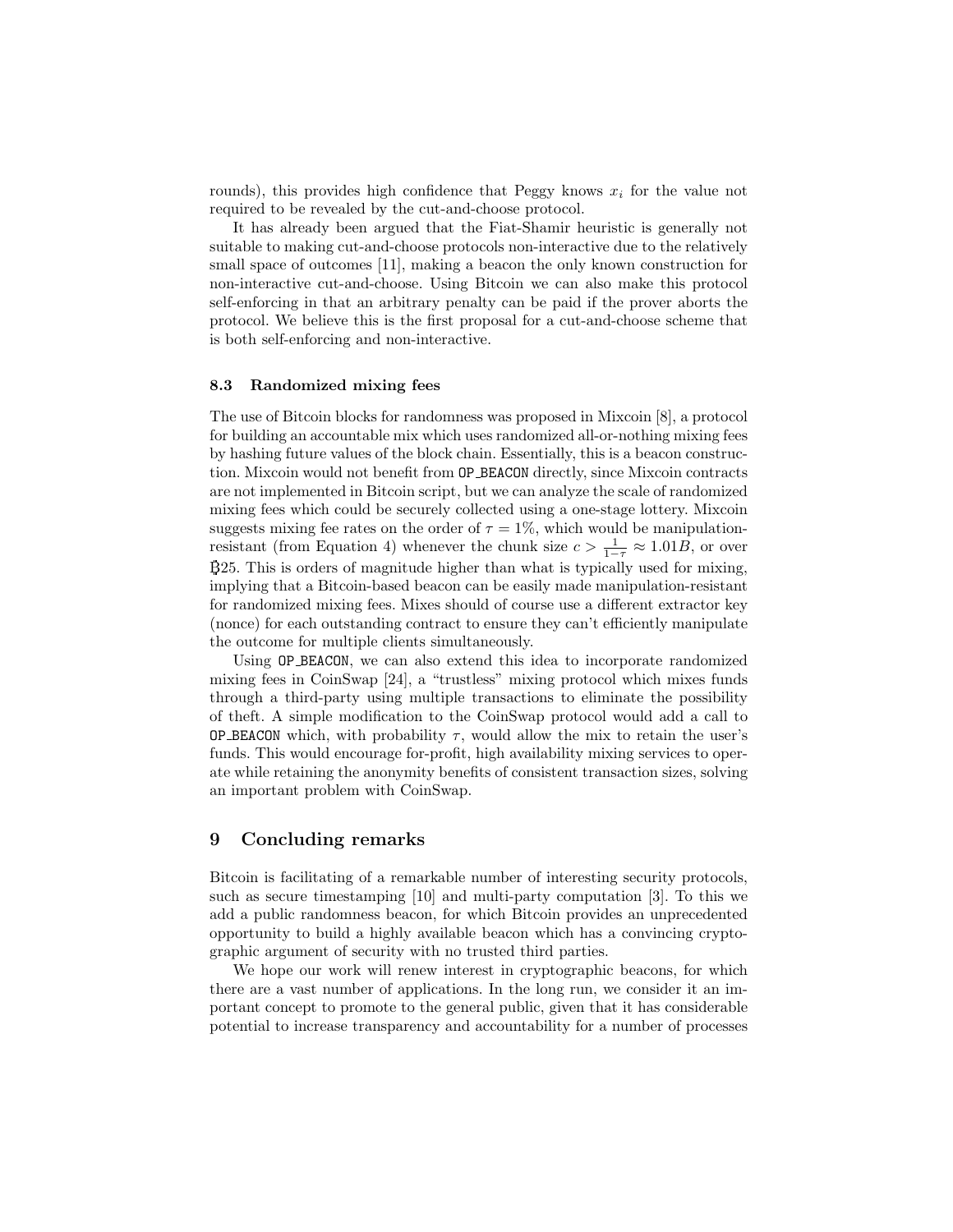rounds), this provides high confidence that Peggy knows $x_i$ for the value not required to be revealed by the cut-and-choose protocol.

It has already been argued that the Fiat-Shamir heuristic is generally not suitable to making cut-and-choose protocols non-interactive due to the relatively small space of outcomes [11], making a beacon the only known construction for non-interactive cut-and-choose. Using Bitcoin we can also make this protocol self-enforcing in that an arbitrary penalty can be paid if the prover aborts the protocol. We believe this is the first proposal for a cut-and-choose scheme that is both self-enforcing and non-interactive.

### 8.3 Randomized mixing fees

The use of Bitcoin blocks for randomness was proposed in Mixcoin [8], a protocol for building an accountable mix which uses randomized all-or-nothing mixing fees by hashing future values of the block chain. Essentially, this is a beacon construction. Mixcoin would not benefit from `OP_BEACON` directly, since Mixcoin contracts are not implemented in Bitcoin script, but we can analyze the scale of randomized mixing fees which could be securely collected using a one-stage lottery. Mixcoin suggests mixing fee rates on the order of $\tau = 1\%$, which would be manipulation-resistant (from Equation 4) whenever the chunk size $c > \frac{1}{1-\tau} \approx 1.01B$, or over Ƀ25. This is orders of magnitude higher than what is typically used for mixing, implying that a Bitcoin-based beacon can be easily made manipulation-resistant for randomized mixing fees. Mixes should of course use a different extractor key (nonce) for each outstanding contract to ensure they can't efficiently manipulate the outcome for multiple clients simultaneously.

Using `OP_BEACON`, we can also extend this idea to incorporate randomized mixing fees in CoinSwap [24], a "trustless" mixing protocol which mixes funds through a third-party using multiple transactions to eliminate the possibility of theft. A simple modification to the CoinSwap protocol would add a call to `OP_BEACON` which, with probability $\tau$, would allow the mix to retain the user's funds. This would encourage for-profit, high availability mixing services to operate while retaining the anonymity benefits of consistent transaction sizes, solving an important problem with CoinSwap.

## 9 Concluding remarks

Bitcoin is facilitating of a remarkable number of interesting security protocols, such as secure timestamping [10] and multi-party computation [3]. To this we add a public randomness beacon, for which Bitcoin provides an unprecedented opportunity to build a highly available beacon which has a convincing cryptographic argument of security with no trusted third parties.

We hope our work will renew interest in cryptographic beacons, for which there are a vast number of applications. In the long run, we consider it an important concept to promote to the general public, given that it has considerable potential to increase transparency and accountability for a number of processes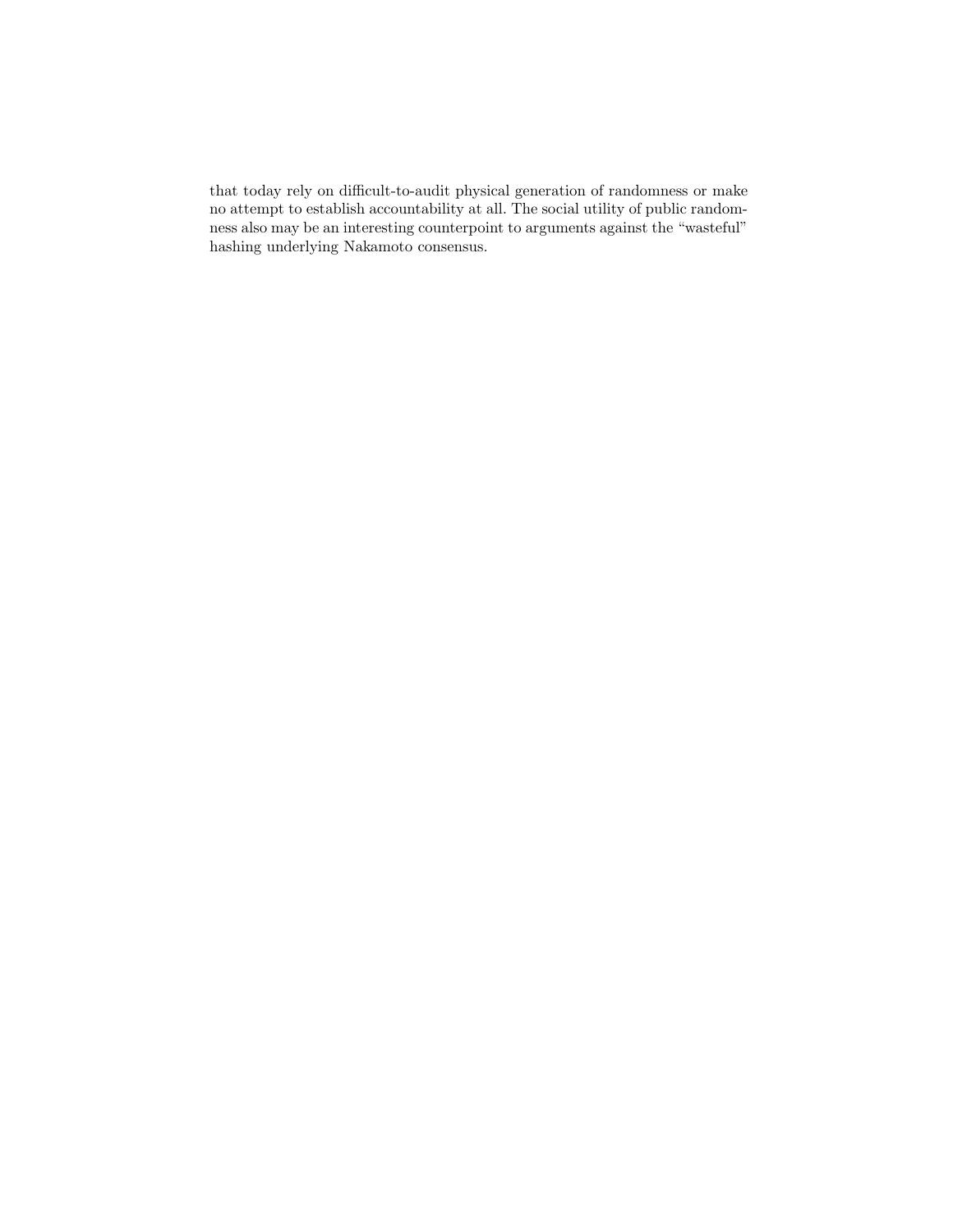that today rely on difficult-to-audit physical generation of randomness or make no attempt to establish accountability at all. The social utility of public randomness also may be an interesting counterpoint to arguments against the "wasteful" hashing underlying Nakamoto consensus.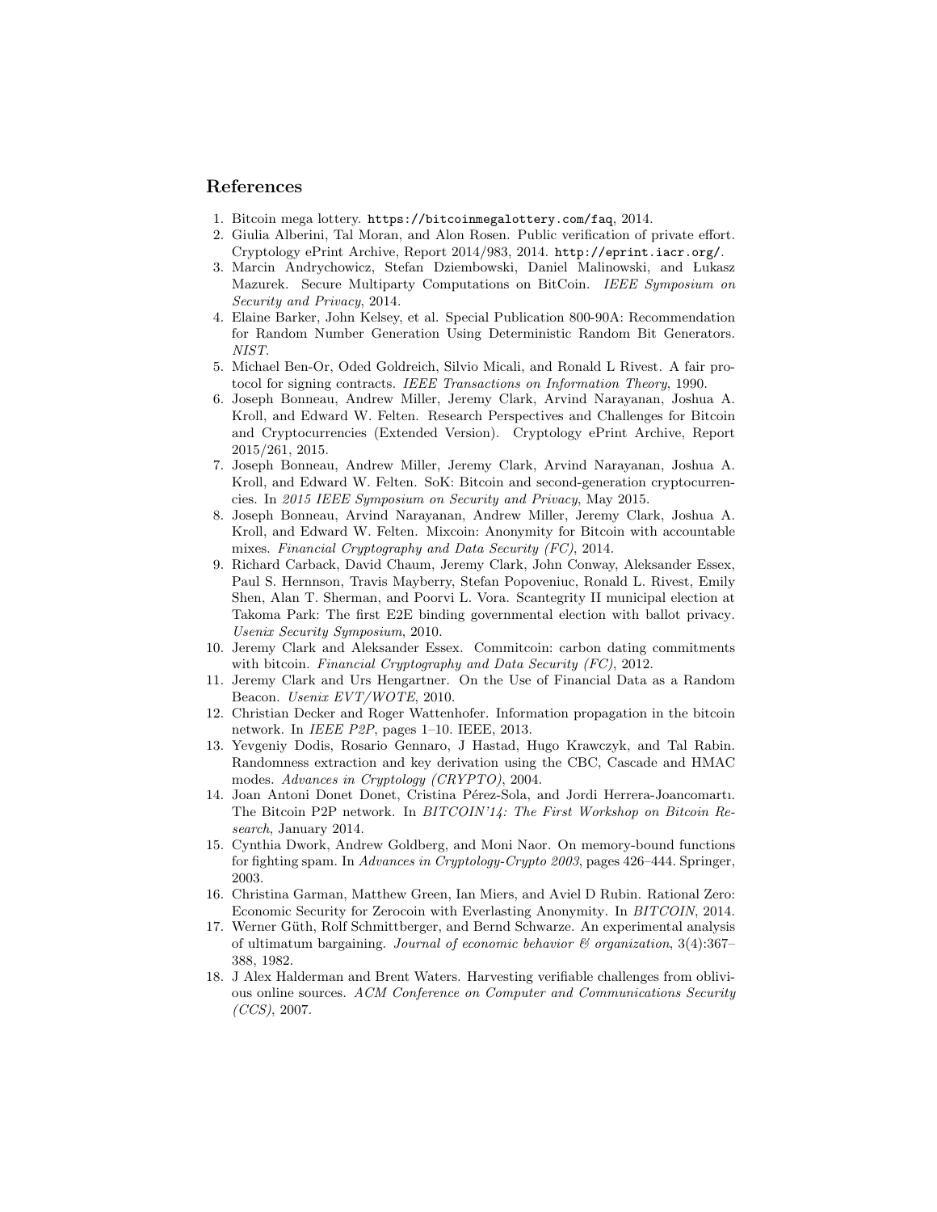## References

1. Bitcoin mega lottery. `https://bitcoinmegalottery.com/faq`, 2014.
2. Giulia Alberini, Tal Moran, and Alon Rosen. Public verification of private effort. Cryptology ePrint Archive, Report 2014/983, 2014. `http://eprint.iacr.org/`.
3. Marcin Andrychowicz, Stefan Dziembowski, Daniel Malinowski, and Łukasz Mazurek. Secure Multiparty Computations on BitCoin. *IEEE Symposium on Security and Privacy*, 2014.
4. Elaine Barker, John Kelsey, et al. Special Publication 800-90A: Recommendation for Random Number Generation Using Deterministic Random Bit Generators. *NIST*.
5. Michael Ben-Or, Oded Goldreich, Silvio Micali, and Ronald L Rivest. A fair protocol for signing contracts. *IEEE Transactions on Information Theory*, 1990.
6. Joseph Bonneau, Andrew Miller, Jeremy Clark, Arvind Narayanan, Joshua A. Kroll, and Edward W. Felten. Research Perspectives and Challenges for Bitcoin and Cryptocurrencies (Extended Version). Cryptology ePrint Archive, Report 2015/261, 2015.
7. Joseph Bonneau, Andrew Miller, Jeremy Clark, Arvind Narayanan, Joshua A. Kroll, and Edward W. Felten. SoK: Bitcoin and second-generation cryptocurrencies. In *2015 IEEE Symposium on Security and Privacy*, May 2015.
8. Joseph Bonneau, Arvind Narayanan, Andrew Miller, Jeremy Clark, Joshua A. Kroll, and Edward W. Felten. Mixcoin: Anonymity for Bitcoin with accountable mixes. *Financial Cryptography and Data Security (FC)*, 2014.
9. Richard Carback, David Chaum, Jeremy Clark, John Conway, Aleksander Essex, Paul S. Hernnson, Travis Mayberry, Stefan Popoveniuc, Ronald L. Rivest, Emily Shen, Alan T. Sherman, and Poorvi L. Vora. Scantegrity II municipal election at Takoma Park: The first E2E binding governmental election with ballot privacy. *Usenix Security Symposium*, 2010.
10. Jeremy Clark and Aleksander Essex. Commitcoin: carbon dating commitments with bitcoin. *Financial Cryptography and Data Security (FC)*, 2012.
11. Jeremy Clark and Urs Hengartner. On the Use of Financial Data as a Random Beacon. *Usenix EVT/WOTE*, 2010.
12. Christian Decker and Roger Wattenhofer. Information propagation in the bitcoin network. In *IEEE P2P*, pages 1–10. IEEE, 2013.
13. Yevgeniy Dodis, Rosario Gennaro, J Hastad, Hugo Krawczyk, and Tal Rabin. Randomness extraction and key derivation using the CBC, Cascade and HMAC modes. *Advances in Cryptology (CRYPTO)*, 2004.
14. Joan Antoni Donet Donet, Cristina Pérez-Sola, and Jordi Herrera-Joancomartı. The Bitcoin P2P network. In *BITCOIN'14: The First Workshop on Bitcoin Research*, January 2014.
15. Cynthia Dwork, Andrew Goldberg, and Moni Naor. On memory-bound functions for fighting spam. In *Advances in Cryptology-Crypto 2003*, pages 426–444. Springer, 2003.
16. Christina Garman, Matthew Green, Ian Miers, and Aviel D Rubin. Rational Zero: Economic Security for Zerocoin with Everlasting Anonymity. In *BITCOIN*, 2014.
17. Werner Güth, Rolf Schmittberger, and Bernd Schwarze. An experimental analysis of ultimatum bargaining. *Journal of economic behavior & organization*, 3(4):367–388, 1982.
18. J Alex Halderman and Brent Waters. Harvesting verifiable challenges from oblivious online sources. *ACM Conference on Computer and Communications Security (CCS)*, 2007.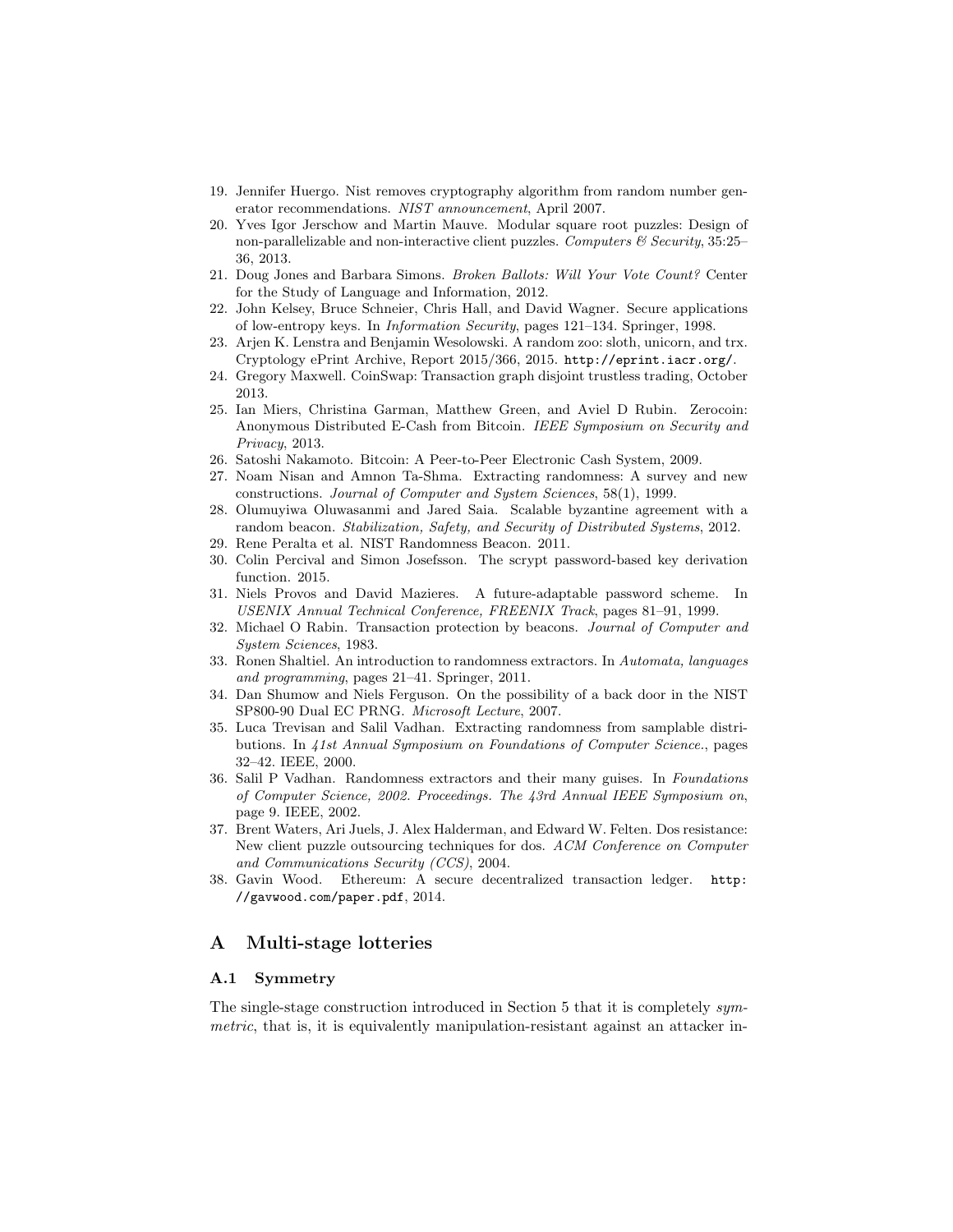19. Jennifer Huergo. Nist removes cryptography algorithm from random number generator recommendations. *NIST announcement*, April 2007.
20. Yves Igor Jerschow and Martin Mauve. Modular square root puzzles: Design of non-parallelizable and non-interactive client puzzles. *Computers & Security*, 35:25–36, 2013.
21. Doug Jones and Barbara Simons. *Broken Ballots: Will Your Vote Count?* Center for the Study of Language and Information, 2012.
22. John Kelsey, Bruce Schneier, Chris Hall, and David Wagner. Secure applications of low-entropy keys. In *Information Security*, pages 121–134. Springer, 1998.
23. Arjen K. Lenstra and Benjamin Wesolowski. A random zoo: sloth, unicorn, and trx. Cryptology ePrint Archive, Report 2015/366, 2015. `http://eprint.iacr.org/`.
24. Gregory Maxwell. CoinSwap: Transaction graph disjoint trustless trading, October 2013.
25. Ian Miers, Christina Garman, Matthew Green, and Aviel D Rubin. Zerocoin: Anonymous Distributed E-Cash from Bitcoin. *IEEE Symposium on Security and Privacy*, 2013.
26. Satoshi Nakamoto. Bitcoin: A Peer-to-Peer Electronic Cash System, 2009.
27. Noam Nisan and Amnon Ta-Shma. Extracting randomness: A survey and new constructions. *Journal of Computer and System Sciences*, 58(1), 1999.
28. Olumuyiwa Oluwasanmi and Jared Saia. Scalable byzantine agreement with a random beacon. *Stabilization, Safety, and Security of Distributed Systems*, 2012.
29. Rene Peralta et al. NIST Randomness Beacon. 2011.
30. Colin Percival and Simon Josefsson. The scrypt password-based key derivation function. 2015.
31. Niels Provos and David Mazieres. A future-adaptable password scheme. In *USENIX Annual Technical Conference, FREENIX Track*, pages 81–91, 1999.
32. Michael O Rabin. Transaction protection by beacons. *Journal of Computer and System Sciences*, 1983.
33. Ronen Shaltiel. An introduction to randomness extractors. In *Automata, languages and programming*, pages 21–41. Springer, 2011.
34. Dan Shumow and Niels Ferguson. On the possibility of a back door in the NIST SP800-90 Dual EC PRNG. *Microsoft Lecture*, 2007.
35. Luca Trevisan and Salil Vadhan. Extracting randomness from samplable distributions. In *41st Annual Symposium on Foundations of Computer Science.*, pages 32–42. IEEE, 2000.
36. Salil P Vadhan. Randomness extractors and their many guises. In *Foundations of Computer Science, 2002. Proceedings. The 43rd Annual IEEE Symposium on*, page 9. IEEE, 2002.
37. Brent Waters, Ari Juels, J. Alex Halderman, and Edward W. Felten. Dos resistance: New client puzzle outsourcing techniques for dos. *ACM Conference on Computer and Communications Security (CCS)*, 2004.
38. Gavin Wood. Ethereum: A secure decentralized transaction ledger. `http://gavwood.com/paper.pdf`, 2014.

# A Multi-stage lotteries

## A.1 Symmetry

The single-stage construction introduced in Section 5 that it is completely *symmetric*, that is, it is equivalently manipulation-resistant against an attacker in-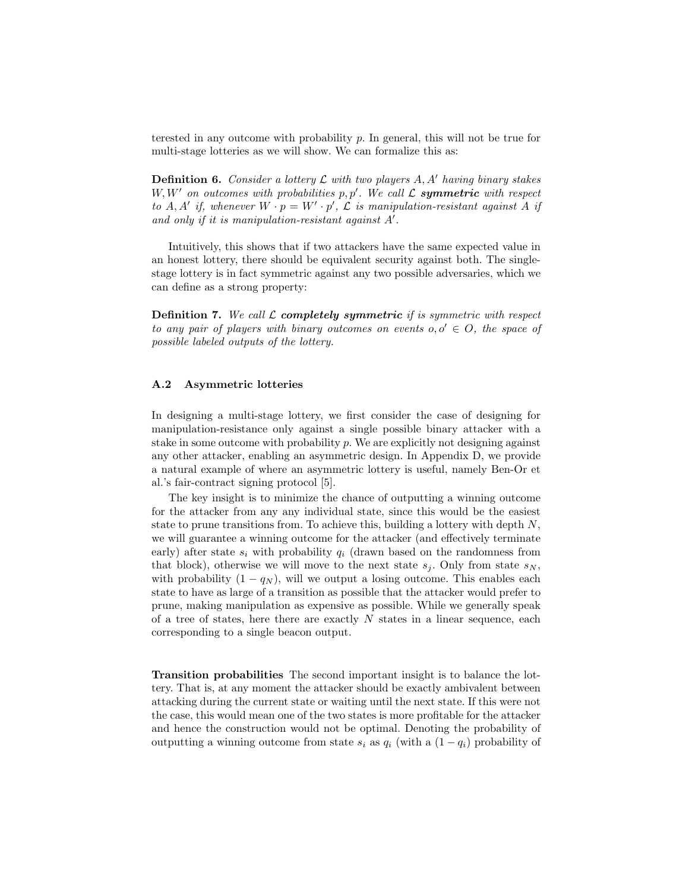terested in any outcome with probability $p$. In general, this will not be true for multi-stage lotteries as we will show. We can formalize this as:

**Definition 6.** *Consider a lottery $\mathcal{L}$ with two players $A, A'$ having binary stakes $W, W'$ on outcomes with probabilities $p, p'$. We call $\mathcal{L}$* ***symmetric*** *with respect to $A, A'$ if, whenever $W \cdot p = W' \cdot p'$, $\mathcal{L}$ is manipulation-resistant against $A$ if and only if it is manipulation-resistant against $A'$.*

Intuitively, this shows that if two attackers have the same expected value in an honest lottery, there should be equivalent security against both. The single-stage lottery is in fact symmetric against any two possible adversaries, which we can define as a strong property:

**Definition 7.** *We call $\mathcal{L}$* ***completely symmetric*** *if is symmetric with respect to any pair of players with binary outcomes on events $o, o' \in O$, the space of possible labeled outputs of the lottery.*

### A.2 Asymmetric lotteries

In designing a multi-stage lottery, we first consider the case of designing for manipulation-resistance only against a single possible binary attacker with a stake in some outcome with probability $p$. We are explicitly not designing against any other attacker, enabling an asymmetric design. In Appendix D, we provide a natural example of where an asymmetric lottery is useful, namely Ben-Or et al.'s fair-contract signing protocol [5].

The key insight is to minimize the chance of outputting a winning outcome for the attacker from any any individual state, since this would be the easiest state to prune transitions from. To achieve this, building a lottery with depth $N$, we will guarantee a winning outcome for the attacker (and effectively terminate early) after state $s_i$ with probability $q_i$ (drawn based on the randomness from that block), otherwise we will move to the next state $s_j$. Only from state $s_N$, with probability $(1 - q_N)$, will we output a losing outcome. This enables each state to have as large of a transition as possible that the attacker would prefer to prune, making manipulation as expensive as possible. While we generally speak of a tree of states, here there are exactly $N$ states in a linear sequence, each corresponding to a single beacon output.

**Transition probabilities** The second important insight is to balance the lottery. That is, at any moment the attacker should be exactly ambivalent between attacking during the current state or waiting until the next state. If this were not the case, this would mean one of the two states is more profitable for the attacker and hence the construction would not be optimal. Denoting the probability of outputting a winning outcome from state $s_i$ as $q_i$ (with a $(1 - q_i)$ probability of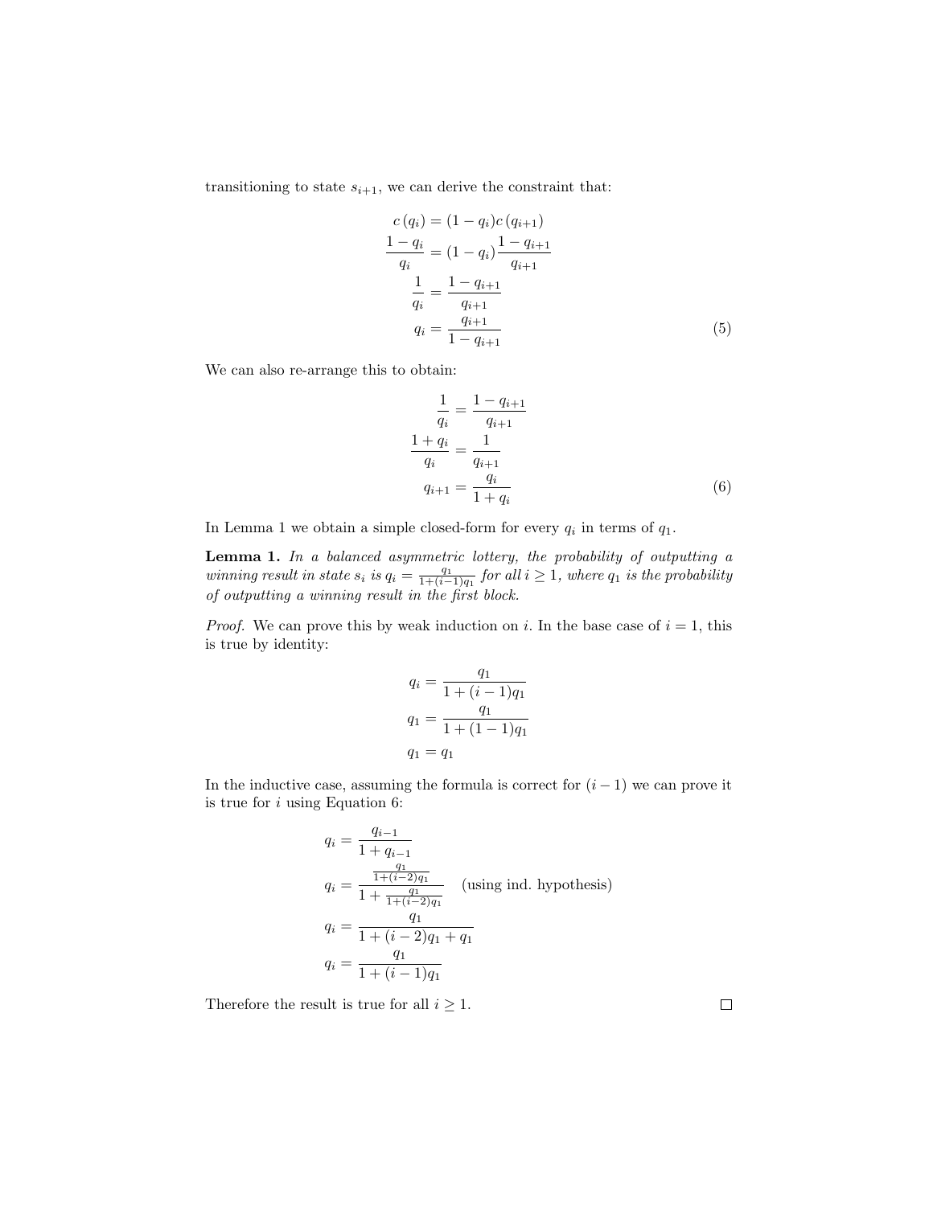transitioning to state $s_{i+1}$, we can derive the constraint that:

$$
\begin{aligned}
c\left(q_i\right) &= (1-q_i)c\left(q_{i+1}\right) \\
\frac{1-q_i}{q_i} &= (1-q_i)\frac{1-q_{i+1}}{q_{i+1}} \\
\frac{1}{q_i} &= \frac{1-q_{i+1}}{q_{i+1}} \\
q_i &= \frac{q_{i+1}}{1-q_{i+1}}
\end{aligned} \tag{5}
$$

We can also re-arrange this to obtain:

$$
\begin{aligned}
\frac{1}{q_i} &= \frac{1-q_{i+1}}{q_{i+1}} \\
\frac{1+q_i}{q_i} &= \frac{1}{q_{i+1}} \\
q_{i+1} &= \frac{q_i}{1+q_i}
\end{aligned} \tag{6}
$$

In Lemma 1 we obtain a simple closed-form for every $q_i$ in terms of $q_1$.

**Lemma 1.** *In a balanced asymmetric lottery, the probability of outputting a winning result in state $s_i$ is $q_i = \frac{q_1}{1+(i-1)q_1}$ for all $i \geq 1$, where $q_1$ is the probability of outputting a winning result in the first block.*

*Proof.* We can prove this by weak induction on $i$. In the base case of $i = 1$, this is true by identity:

$$
\begin{aligned}
q_i &= \frac{q_1}{1+(i-1)q_1} \\
q_1 &= \frac{q_1}{1+(1-1)q_1} \\
q_1 &= q_1
\end{aligned}
$$

In the inductive case, assuming the formula is correct for $(i-1)$ we can prove it is true for $i$ using Equation 6:

$$
\begin{aligned}
q_i &= \frac{q_{i-1}}{1+q_{i-1}} \\
q_i &= \frac{\frac{q_1}{1+(i-2)q_1}}{1+\frac{q_1}{1+(i-2)q_1}} \quad \text{(using ind. hypothesis)} \\
q_i &= \frac{q_1}{1+(i-2)q_1+q_1} \\
q_i &= \frac{q_1}{1+(i-1)q_1}
\end{aligned}
$$

Therefore the result is true for all $i \geq 1$. $\square$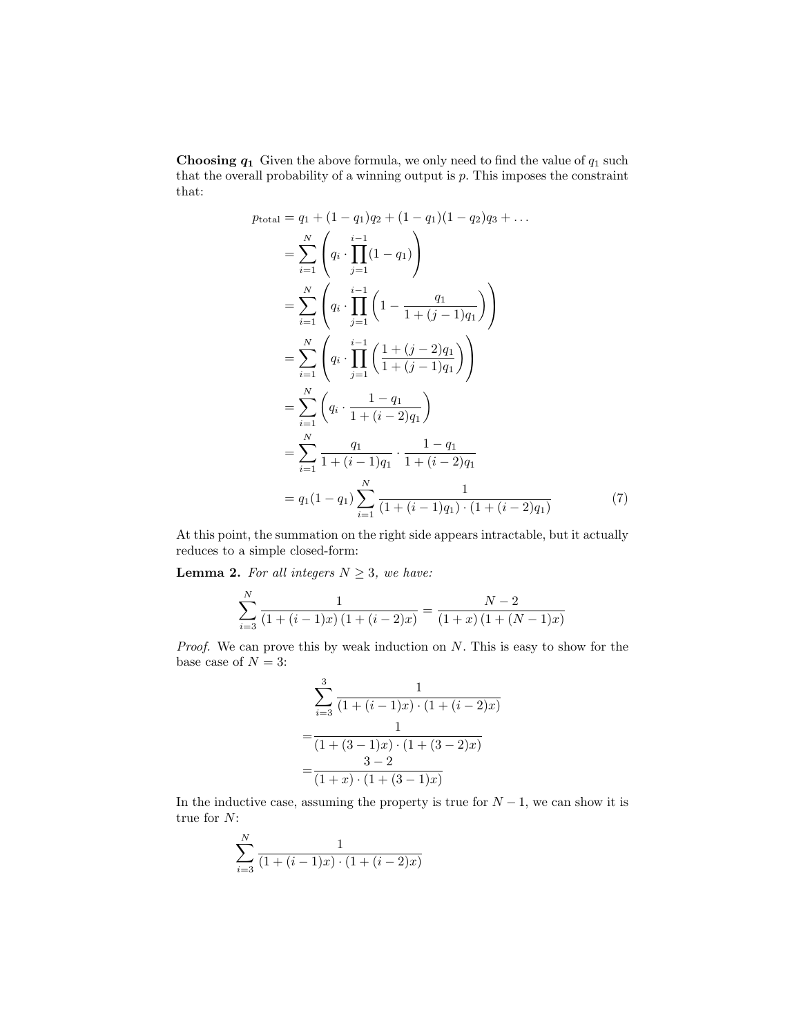**Choosing $q_1$** Given the above formula, we only need to find the value of $q_1$ such that the overall probability of a winning output is $p$. This imposes the constraint that:

$$
\begin{aligned}
p_{\text{total}} &= q_1 + (1-q_1)q_2 + (1-q_1)(1-q_2)q_3 + \dots \\
&= \sum_{i=1}^{N} \left( q_i \cdot \prod_{j=1}^{i-1} (1-q_1) \right) \\
&= \sum_{i=1}^{N} \left( q_i \cdot \prod_{j=1}^{i-1} \left( 1 - \frac{q_1}{1+(j-1)q_1} \right) \right) \\
&= \sum_{i=1}^{N} \left( q_i \cdot \prod_{j=1}^{i-1} \left( \frac{1+(j-2)q_1}{1+(j-1)q_1} \right) \right) \\
&= \sum_{i=1}^{N} \left( q_i \cdot \frac{1-q_1}{1+(i-2)q_1} \right) \\
&= \sum_{i=1}^{N} \frac{q_1}{1+(i-1)q_1} \cdot \frac{1-q_1}{1+(i-2)q_1} \\
&= q_1(1-q_1) \sum_{i=1}^{N} \frac{1}{(1+(i-1)q_1) \cdot (1+(i-2)q_1)} \qquad (7)
\end{aligned}
$$

At this point, the summation on the right side appears intractable, but it actually reduces to a simple closed-form:

**Lemma 2.** *For all integers $N \geq 3$, we have:*

$$
\sum_{i=3}^{N} \frac{1}{(1+(i-1)x)\,(1+(i-2)x)} = \frac{N-2}{(1+x)\,(1+(N-1)x)}
$$

*Proof.* We can prove this by weak induction on $N$. This is easy to show for the base case of $N = 3$:

$$
\begin{aligned}
&\sum_{i=3}^{3} \frac{1}{(1+(i-1)x) \cdot (1+(i-2)x)} \\
=&\frac{1}{(1+(3-1)x) \cdot (1+(3-2)x)} \\
=&\frac{3-2}{(1+x) \cdot (1+(3-1)x)}
\end{aligned}
$$

In the inductive case, assuming the property is true for $N-1$, we can show it is true for $N$:

$$
\sum_{i=3}^{N} \frac{1}{(1+(i-1)x) \cdot (1+(i-2)x)}
$$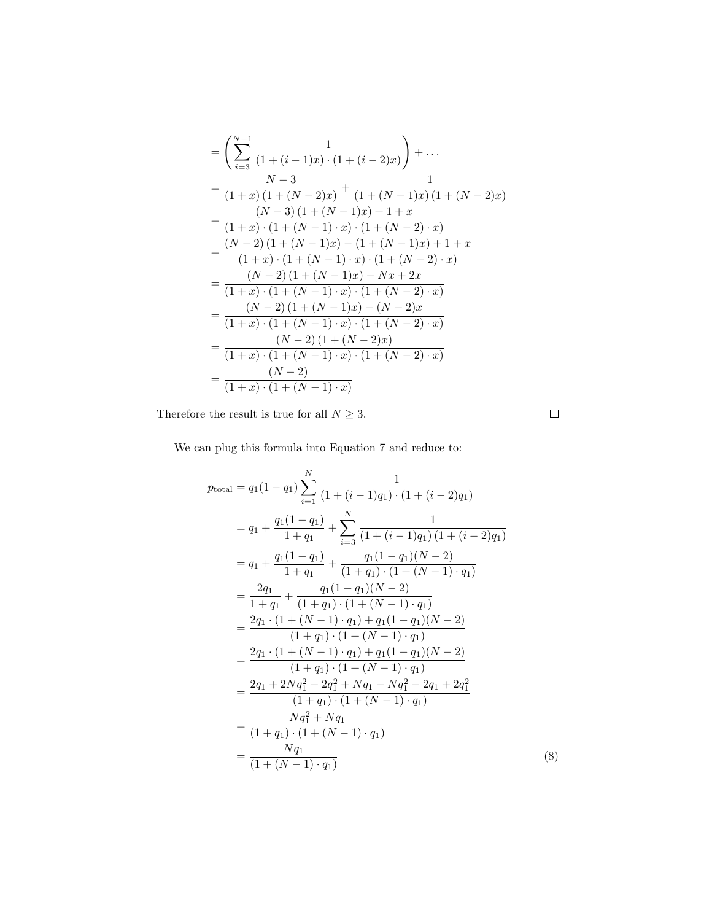$$
\begin{aligned}
&= \left( \sum_{i=3}^{N-1} \frac{1}{(1+(i-1)x)\cdot(1+(i-2)x)} \right) + \dots \\
&= \frac{N-3}{(1+x)\,(1+(N-2)x)} + \frac{1}{(1+(N-1)x)\,(1+(N-2)x)} \\
&= \frac{(N-3)\,(1+(N-1)x)+1+x}{(1+x)\cdot(1+(N-1)\cdot x)\cdot(1+(N-2)\cdot x)} \\
&= \frac{(N-2)\,(1+(N-1)x)-(1+(N-1)x)+1+x}{(1+x)\cdot(1+(N-1)\cdot x)\cdot(1+(N-2)\cdot x)} \\
&= \frac{(N-2)\,(1+(N-1)x)-Nx+2x}{(1+x)\cdot(1+(N-1)\cdot x)\cdot(1+(N-2)\cdot x)} \\
&= \frac{(N-2)\,(1+(N-1)x)-(N-2)x}{(1+x)\cdot(1+(N-1)\cdot x)\cdot(1+(N-2)\cdot x)} \\
&= \frac{(N-2)\,(1+(N-2)x)}{(1+x)\cdot(1+(N-1)\cdot x)\cdot(1+(N-2)\cdot x)} \\
&= \frac{(N-2)}{(1+x)\cdot(1+(N-1)\cdot x)}
\end{aligned}
$$

Therefore the result is true for all $N \geq 3$. $\square$

We can plug this formula into Equation 7 and reduce to:

$$
\begin{aligned}
p_{\text{total}} &= q_1(1-q_1)\sum_{i=1}^{N} \frac{1}{(1+(i-1)q_1)\cdot(1+(i-2)q_1)} \\
&= q_1 + \frac{q_1(1-q_1)}{1+q_1} + \sum_{i=3}^{N} \frac{1}{(1+(i-1)q_1)\,(1+(i-2)q_1)} \\
&= q_1 + \frac{q_1(1-q_1)}{1+q_1} + \frac{q_1(1-q_1)(N-2)}{(1+q_1)\cdot(1+(N-1)\cdot q_1)} \\
&= \frac{2q_1}{1+q_1} + \frac{q_1(1-q_1)(N-2)}{(1+q_1)\cdot(1+(N-1)\cdot q_1)} \\
&= \frac{2q_1\cdot(1+(N-1)\cdot q_1)+q_1(1-q_1)(N-2)}{(1+q_1)\cdot(1+(N-1)\cdot q_1)} \\
&= \frac{2q_1\cdot(1+(N-1)\cdot q_1)+q_1(1-q_1)(N-2)}{(1+q_1)\cdot(1+(N-1)\cdot q_1)} \\
&= \frac{2q_1+2Nq_1^2-2q_1^2+Nq_1-Nq_1^2-2q_1+2q_1^2}{(1+q_1)\cdot(1+(N-1)\cdot q_1)} \\
&= \frac{Nq_1^2+Nq_1}{(1+q_1)\cdot(1+(N-1)\cdot q_1)} \\
&= \frac{Nq_1}{(1+(N-1)\cdot q_1)}
\end{aligned} \tag{8}
$$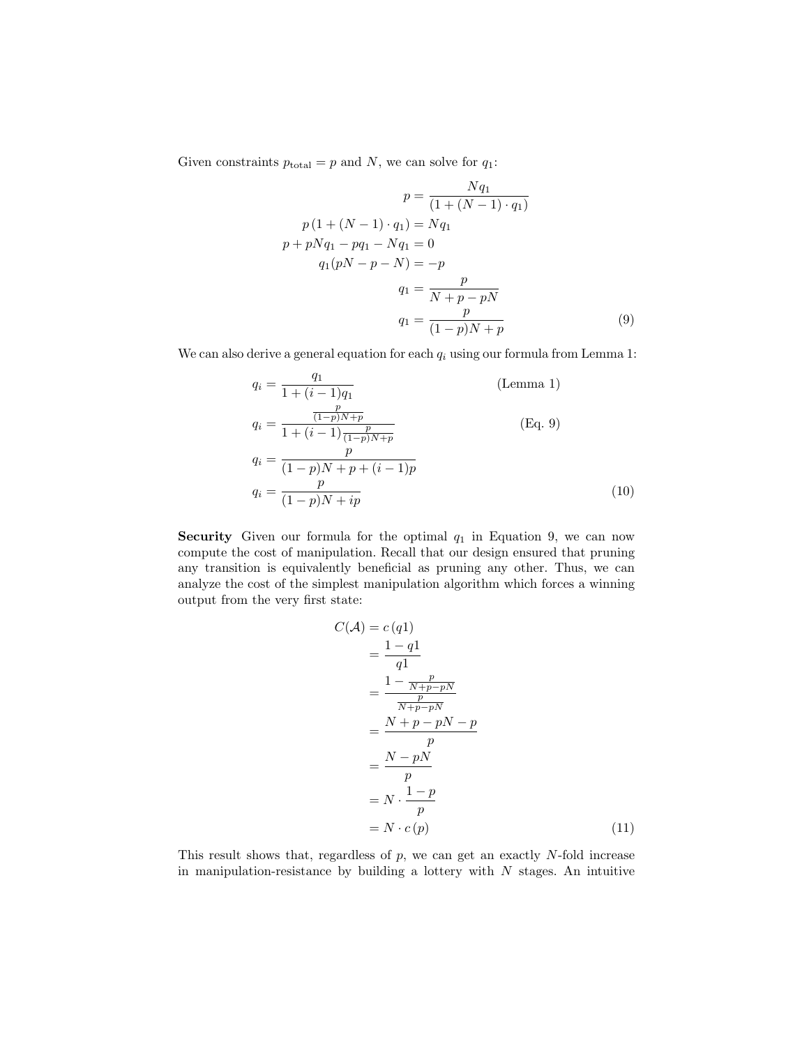Given constraints $p_{\text{total}} = p$ and $N$, we can solve for $q_1$:

$$
\begin{aligned}
p &= \frac{Nq_1}{(1 + (N-1) \cdot q_1)} \\
p\left(1 + (N-1) \cdot q_1\right) &= Nq_1 \\
p + pNq_1 - pq_1 - Nq_1 &= 0 \\
q_1(pN - p - N) &= -p \\
q_1 &= \frac{p}{N + p - pN} \\
q_1 &= \frac{p}{(1-p)N + p}
\end{aligned}
\tag{9}
$$

We can also derive a general equation for each $q_i$ using our formula from Lemma 1:

$$
\begin{aligned}
q_i &= \frac{q_1}{1 + (i-1)q_1} && \text{(Lemma 1)} \\
q_i &= \frac{\frac{p}{(1-p)N+p}}{1 + (i-1)\frac{p}{(1-p)N+p}} && \text{(Eq. 9)} \\
q_i &= \frac{p}{(1-p)N + p + (i-1)p} \\
q_i &= \frac{p}{(1-p)N + ip}
\end{aligned}
\tag{10}
$$

**Security** Given our formula for the optimal $q_1$ in Equation 9, we can now compute the cost of manipulation. Recall that our design ensured that pruning any transition is equivalently beneficial as pruning any other. Thus, we can analyze the cost of the simplest manipulation algorithm which forces a winning output from the very first state:

$$
\begin{aligned}
C(\mathcal{A}) &= c\left(q1\right) \\
&= \frac{1 - q1}{q1} \\
&= \frac{1 - \frac{p}{N+p-pN}}{\frac{p}{N+p-pN}} \\
&= \frac{N + p - pN - p}{p} \\
&= \frac{N - pN}{p} \\
&= N \cdot \frac{1-p}{p} \\
&= N \cdot c\left(p\right)
\end{aligned}
\tag{11}
$$

This result shows that, regardless of $p$, we can get an exactly $N$-fold increase in manipulation-resistance by building a lottery with $N$ stages. An intuitive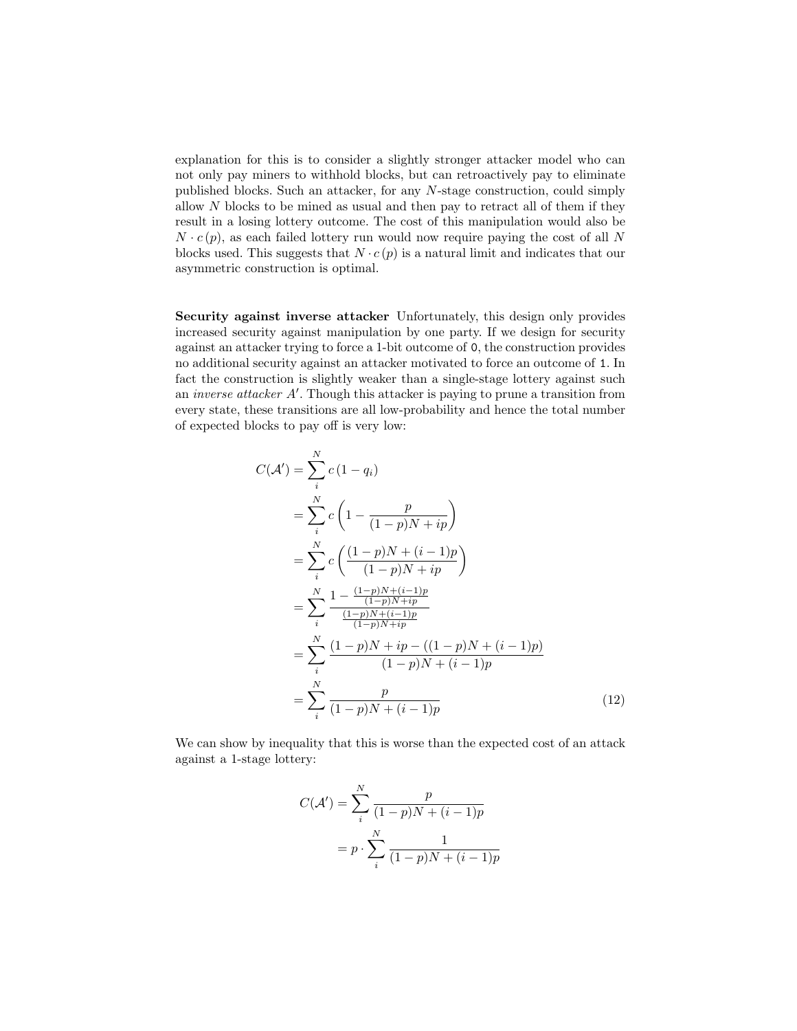explanation for this is to consider a slightly stronger attacker model who can not only pay miners to withhold blocks, but can retroactively pay to eliminate published blocks. Such an attacker, for any $N$-stage construction, could simply allow $N$ blocks to be mined as usual and then pay to retract all of them if they result in a losing lottery outcome. The cost of this manipulation would also be $N \cdot c(p)$, as each failed lottery run would now require paying the cost of all $N$ blocks used. This suggests that $N \cdot c(p)$ is a natural limit and indicates that our asymmetric construction is optimal.

**Security against inverse attacker** Unfortunately, this design only provides increased security against manipulation by one party. If we design for security against an attacker trying to force a 1-bit outcome of `0`, the construction provides no additional security against an attacker motivated to force an outcome of `1`. In fact the construction is slightly weaker than a single-stage lottery against such an *inverse attacker* $A'$. Though this attacker is paying to prune a transition from every state, these transitions are all low-probability and hence the total number of expected blocks to pay off is very low:

$$
\begin{aligned}
C(\mathcal{A}') &= \sum_{i}^{N} c\left(1 - q_i\right) \\
&= \sum_{i}^{N} c\left(1 - \frac{p}{(1-p)N + ip}\right) \\
&= \sum_{i}^{N} c\left(\frac{(1-p)N + (i-1)p}{(1-p)N + ip}\right) \\
&= \sum_{i}^{N} \frac{1 - \frac{(1-p)N+(i-1)p}{(1-p)N+ip}}{\frac{(1-p)N+(i-1)p}{(1-p)N+ip}} \\
&= \sum_{i}^{N} \frac{(1-p)N + ip - ((1-p)N + (i-1)p)}{(1-p)N + (i-1)p} \\
&= \sum_{i}^{N} \frac{p}{(1-p)N + (i-1)p}
\end{aligned}
\tag{12}
$$

We can show by inequality that this is worse than the expected cost of an attack against a 1-stage lottery:

$$
\begin{aligned}
C(\mathcal{A}') &= \sum_{i}^{N} \frac{p}{(1-p)N + (i-1)p} \\
&= p \cdot \sum_{i}^{N} \frac{1}{(1-p)N + (i-1)p}
\end{aligned}
$$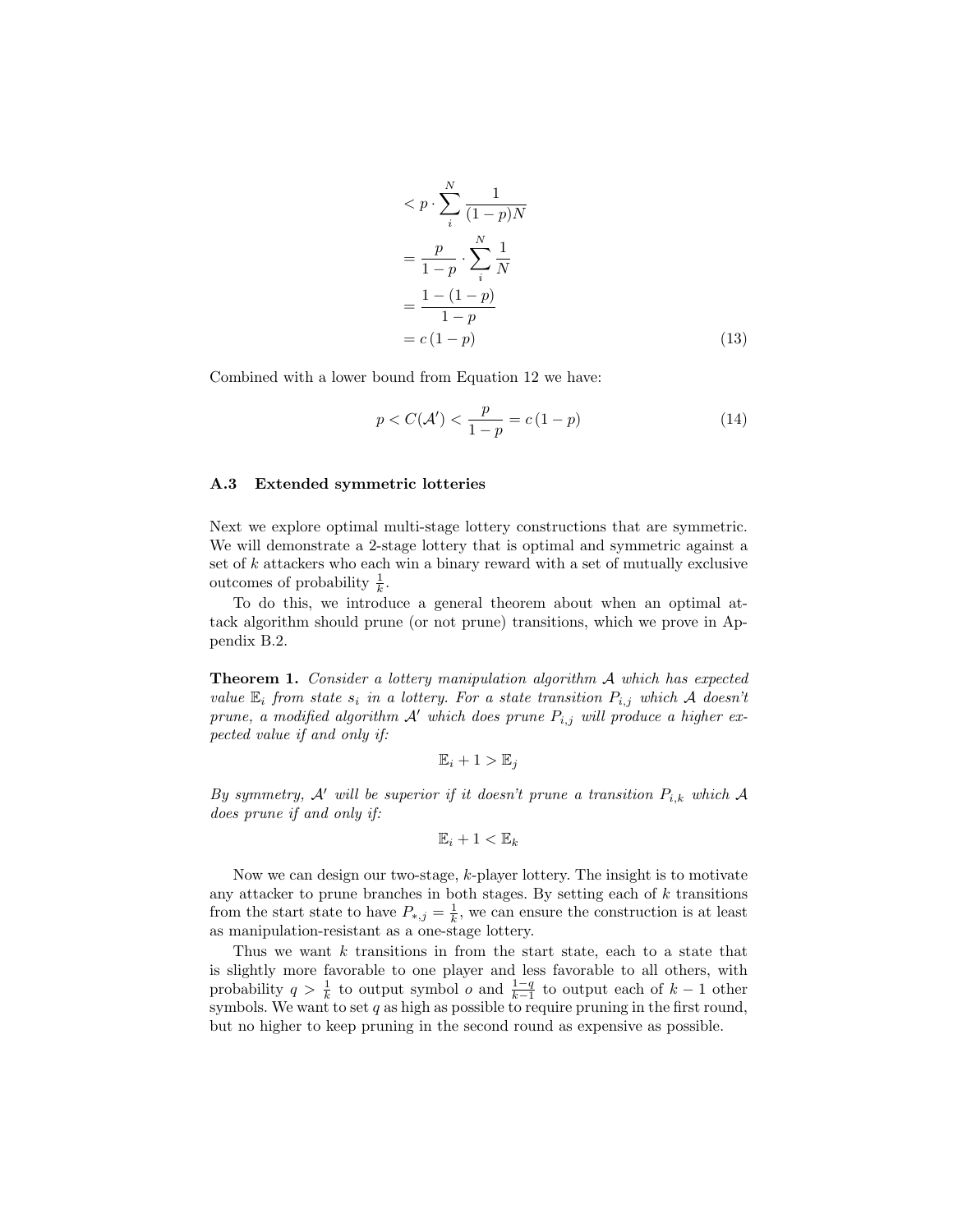$$
\begin{aligned}
&< p \cdot \sum_{i}^{N} \frac{1}{(1-p)N} \\
&= \frac{p}{1-p} \cdot \sum_{i}^{N} \frac{1}{N} \\
&= \frac{1-(1-p)}{1-p} \\
&= c\,(1-p)
\end{aligned}
\tag{13}
$$

Combined with a lower bound from Equation 12 we have:

$$
p < C(\mathcal{A}') < \frac{p}{1-p} = c\,(1-p) \tag{14}
$$

### A.3 Extended symmetric lotteries

Next we explore optimal multi-stage lottery constructions that are symmetric. We will demonstrate a 2-stage lottery that is optimal and symmetric against a set of $k$ attackers who each win a binary reward with a set of mutually exclusive outcomes of probability $\frac{1}{k}$.

To do this, we introduce a general theorem about when an optimal attack algorithm should prune (or not prune) transitions, which we prove in Appendix B.2.

**Theorem 1.** *Consider a lottery manipulation algorithm $\mathcal{A}$ which has expected value $\mathbb{E}_i$ from state $s_i$ in a lottery. For a state transition $P_{i,j}$ which $\mathcal{A}$ doesn't prune, a modified algorithm $\mathcal{A}'$ which does prune $P_{i,j}$ will produce a higher expected value if and only if:*

$$
\mathbb{E}_i + 1 > \mathbb{E}_j
$$

*By symmetry, $\mathcal{A}'$ will be superior if it doesn't prune a transition $P_{i,k}$ which $\mathcal{A}$ does prune if and only if:*

$$
\mathbb{E}_i + 1 < \mathbb{E}_k
$$

Now we can design our two-stage, $k$-player lottery. The insight is to motivate any attacker to prune branches in both stages. By setting each of $k$ transitions from the start state to have $P_{*,j} = \frac{1}{k}$, we can ensure the construction is at least as manipulation-resistant as a one-stage lottery.

Thus we want $k$ transitions in from the start state, each to a state that is slightly more favorable to one player and less favorable to all others, with probability $q > \frac{1}{k}$ to output symbol $o$ and $\frac{1-q}{k-1}$ to output each of $k-1$ other symbols. We want to set $q$ as high as possible to require pruning in the first round, but no higher to keep pruning in the second round as expensive as possible.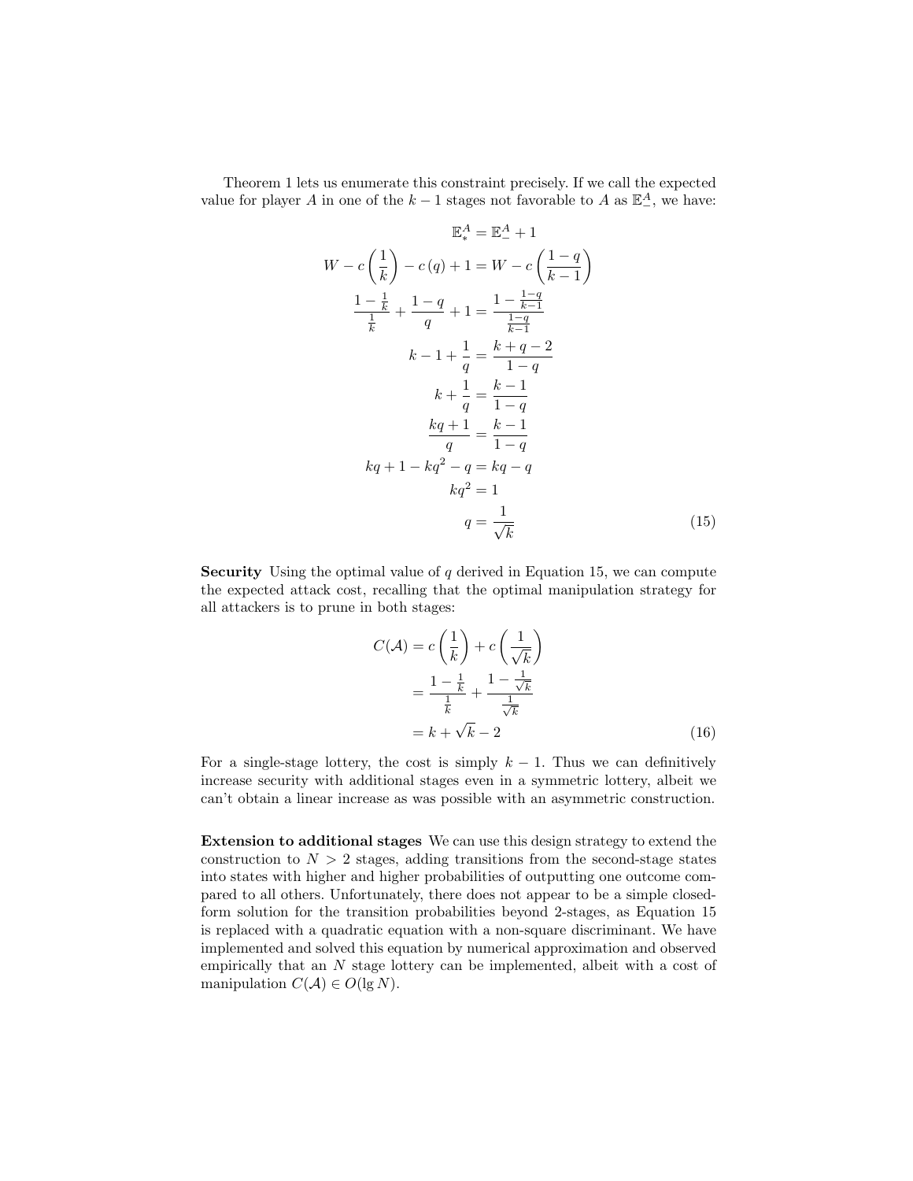Theorem 1 lets us enumerate this constraint precisely. If we call the expected value for player $A$ in one of the $k-1$ stages not favorable to $A$ as $\mathbb{E}_{-}^{A}$, we have:

$$
\begin{aligned}
\mathbb{E}_{*}^{A} &= \mathbb{E}_{-}^{A} + 1 \\
W - c\left(\frac{1}{k}\right) - c\left(q\right) + 1 &= W - c\left(\frac{1-q}{k-1}\right) \\
\frac{1-\frac{1}{k}}{\frac{1}{k}} + \frac{1-q}{q} + 1 &= \frac{1-\frac{1-q}{k-1}}{\frac{1-q}{k-1}} \\
k - 1 + \frac{1}{q} &= \frac{k+q-2}{1-q} \\
k + \frac{1}{q} &= \frac{k-1}{1-q} \\
\frac{kq+1}{q} &= \frac{k-1}{1-q} \\
kq + 1 - kq^2 - q &= kq - q \\
kq^2 &= 1 \\
q &= \frac{1}{\sqrt{k}}
\end{aligned}
\tag{15}
$$

**Security** Using the optimal value of $q$ derived in Equation 15, we can compute the expected attack cost, recalling that the optimal manipulation strategy for all attackers is to prune in both stages:

$$
\begin{aligned}
C(\mathcal{A}) &= c\left(\frac{1}{k}\right) + c\left(\frac{1}{\sqrt{k}}\right) \\
&= \frac{1-\frac{1}{k}}{\frac{1}{k}} + \frac{1-\frac{1}{\sqrt{k}}}{\frac{1}{\sqrt{k}}} \\
&= k + \sqrt{k} - 2
\end{aligned}
\tag{16}
$$

For a single-stage lottery, the cost is simply $k-1$. Thus we can definitively increase security with additional stages even in a symmetric lottery, albeit we can't obtain a linear increase as was possible with an asymmetric construction.

**Extension to additional stages** We can use this design strategy to extend the construction to $N > 2$ stages, adding transitions from the second-stage states into states with higher and higher probabilities of outputting one outcome compared to all others. Unfortunately, there does not appear to be a simple closed-form solution for the transition probabilities beyond 2-stages, as Equation 15 is replaced with a quadratic equation with a non-square discriminant. We have implemented and solved this equation by numerical approximation and observed empirically that an $N$ stage lottery can be implemented, albeit with a cost of manipulation $C(\mathcal{A}) \in O(\lg N)$.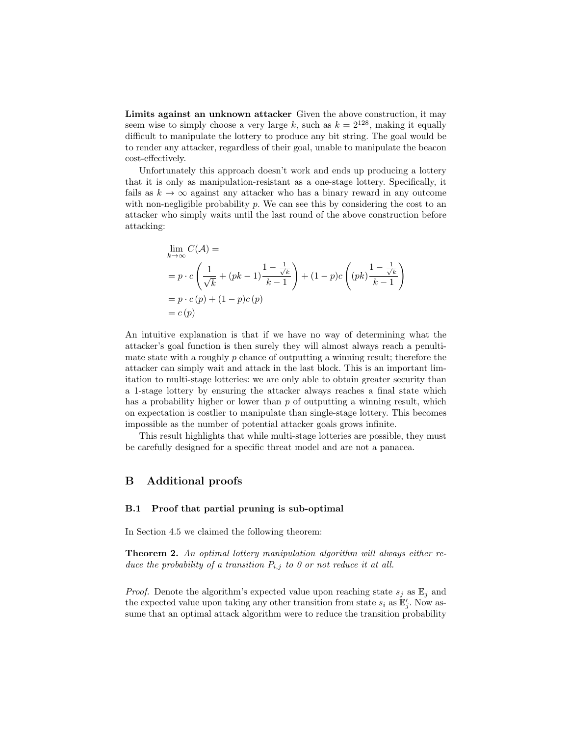**Limits against an unknown attacker** Given the above construction, it may seem wise to simply choose a very large $k$, such as $k = 2^{128}$, making it equally difficult to manipulate the lottery to produce any bit string. The goal would be to render any attacker, regardless of their goal, unable to manipulate the beacon cost-effectively.

Unfortunately this approach doesn't work and ends up producing a lottery that it is only as manipulation-resistant as a one-stage lottery. Specifically, it fails as $k \to \infty$ against any attacker who has a binary reward in any outcome with non-negligible probability $p$. We can see this by considering the cost to an attacker who simply waits until the last round of the above construction before attacking:

$$
\begin{aligned}
&\lim_{k \to \infty} C(\mathcal{A}) = \\
&= p \cdot c \left( \frac{1}{\sqrt{k}} + (pk - 1) \frac{1 - \frac{1}{\sqrt{k}}}{k - 1} \right) + (1 - p)c \left( (pk) \frac{1 - \frac{1}{\sqrt{k}}}{k - 1} \right) \\
&= p \cdot c\,(p) + (1 - p)c\,(p) \\
&= c\,(p)
\end{aligned}
$$

An intuitive explanation is that if we have no way of determining what the attacker's goal function is then surely they will almost always reach a penultimate state with a roughly $p$ chance of outputting a winning result; therefore the attacker can simply wait and attack in the last block. This is an important limitation to multi-stage lotteries: we are only able to obtain greater security than a 1-stage lottery by ensuring the attacker always reaches a final state which has a probability higher or lower than $p$ of outputting a winning result, which on expectation is costlier to manipulate than single-stage lottery. This becomes impossible as the number of potential attacker goals grows infinite.

This result highlights that while multi-stage lotteries are possible, they must be carefully designed for a specific threat model and are not a panacea.

# B Additional proofs

## B.1 Proof that partial pruning is sub-optimal

In Section 4.5 we claimed the following theorem:

**Theorem 2.** *An optimal lottery manipulation algorithm will always either reduce the probability of a transition $P_{i,j}$ to 0 or not reduce it at all.*

*Proof.* Denote the algorithm's expected value upon reaching state $s_j$ as $\mathbb{E}_j$ and the expected value upon taking any other transition from state $s_i$ as $\mathbb{E}'_j$. Now assume that an optimal attack algorithm were to reduce the transition probability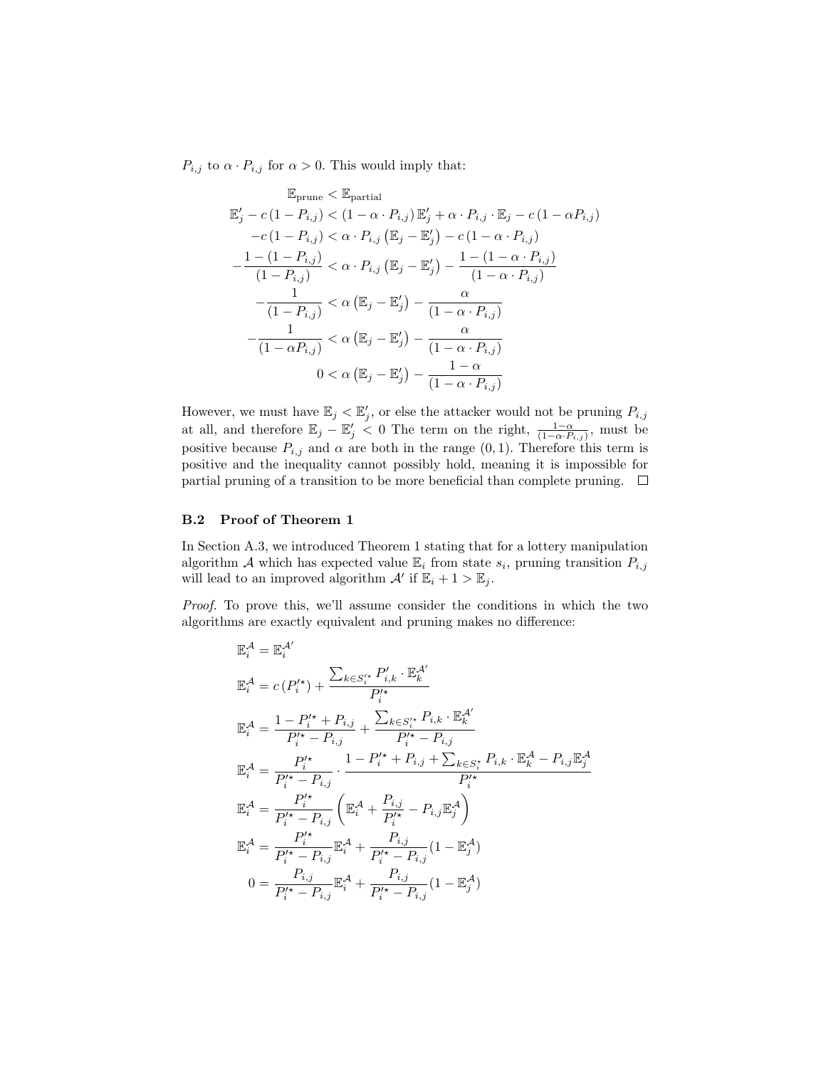$P_{i,j}$ to $\alpha \cdot P_{i,j}$ for $\alpha > 0$. This would imply that:

$$
\begin{aligned}
\mathbb{E}_{\text{prune}} &< \mathbb{E}_{\text{partial}} \\
\mathbb{E}'_j - c\left(1 - P_{i,j}\right) &< \left(1 - \alpha \cdot P_{i,j}\right) \mathbb{E}'_j + \alpha \cdot P_{i,j} \cdot \mathbb{E}_j - c\left(1 - \alpha P_{i,j}\right) \\
-c\left(1 - P_{i,j}\right) &< \alpha \cdot P_{i,j}\left(\mathbb{E}_j - \mathbb{E}'_j\right) - c\left(1 - \alpha \cdot P_{i,j}\right) \\
-\frac{1 - \left(1 - P_{i,j}\right)}{\left(1 - P_{i,j}\right)} &< \alpha \cdot P_{i,j}\left(\mathbb{E}_j - \mathbb{E}'_j\right) - \frac{1 - \left(1 - \alpha \cdot P_{i,j}\right)}{\left(1 - \alpha \cdot P_{i,j}\right)} \\
-\frac{1}{\left(1 - P_{i,j}\right)} &< \alpha\left(\mathbb{E}_j - \mathbb{E}'_j\right) - \frac{\alpha}{\left(1 - \alpha \cdot P_{i,j}\right)} \\
-\frac{1}{\left(1 - \alpha P_{i,j}\right)} &< \alpha\left(\mathbb{E}_j - \mathbb{E}'_j\right) - \frac{\alpha}{\left(1 - \alpha \cdot P_{i,j}\right)} \\
0 &< \alpha\left(\mathbb{E}_j - \mathbb{E}'_j\right) - \frac{1 - \alpha}{\left(1 - \alpha \cdot P_{i,j}\right)}
\end{aligned}
$$

However, we must have $\mathbb{E}_j < \mathbb{E}'_j$, or else the attacker would not be pruning $P_{i,j}$ at all, and therefore $\mathbb{E}_j - \mathbb{E}'_j < 0$ The term on the right, $\frac{1-\alpha}{(1-\alpha \cdot P_{i,j})}$, must be positive because $P_{i,j}$ and $\alpha$ are both in the range $(0, 1)$. Therefore this term is positive and the inequality cannot possibly hold, meaning it is impossible for partial pruning of a transition to be more beneficial than complete pruning. □

### B.2 Proof of Theorem 1

In Section A.3, we introduced Theorem 1 stating that for a lottery manipulation algorithm $\mathcal{A}$ which has expected value $\mathbb{E}_i$ from state $s_i$, pruning transition $P_{i,j}$ will lead to an improved algorithm $\mathcal{A}'$ if $\mathbb{E}_i + 1 > \mathbb{E}_j$.

*Proof.* To prove this, we'll assume consider the conditions in which the two algorithms are exactly equivalent and pruning makes no difference:

$$
\begin{aligned}
\mathbb{E}_i^{\mathcal{A}} &= \mathbb{E}_i^{\mathcal{A}'} \\
\mathbb{E}_i^{\mathcal{A}} &= c\left(P_i'^{\star}\right) + \frac{\sum_{k \in S_i'^{\star}} P'_{i,k} \cdot \mathbb{E}_k^{\mathcal{A}'}}{P_i'^{\star}} \\
\mathbb{E}_i^{\mathcal{A}} &= \frac{1 - P_i'^{\star} + P_{i,j}}{P_i'^{\star} - P_{i,j}} + \frac{\sum_{k \in S_i'^{\star}} P_{i,k} \cdot \mathbb{E}_k^{\mathcal{A}'}}{P_i'^{\star} - P_{i,j}} \\
\mathbb{E}_i^{\mathcal{A}} &= \frac{P_i'^{\star}}{P_i'^{\star} - P_{i,j}} \cdot \frac{1 - P_i'^{\star} + P_{i,j} + \sum_{k \in S_i^{\star}} P_{i,k} \cdot \mathbb{E}_k^{\mathcal{A}} - P_{i,j}\mathbb{E}_j^{\mathcal{A}}}{P_i'^{\star}} \\
\mathbb{E}_i^{\mathcal{A}} &= \frac{P_i'^{\star}}{P_i'^{\star} - P_{i,j}}\left(\mathbb{E}_i^{\mathcal{A}} + \frac{P_{i,j}}{P_i'^{\star}} - P_{i,j}\mathbb{E}_j^{\mathcal{A}}\right) \\
\mathbb{E}_i^{\mathcal{A}} &= \frac{P_i'^{\star}}{P_i'^{\star} - P_{i,j}}\mathbb{E}_i^{\mathcal{A}} + \frac{P_{i,j}}{P_i'^{\star} - P_{i,j}}(1 - \mathbb{E}_j^{\mathcal{A}}) \\
0 &= \frac{P_{i,j}}{P_i'^{\star} - P_{i,j}}\mathbb{E}_i^{\mathcal{A}} + \frac{P_{i,j}}{P_i'^{\star} - P_{i,j}}(1 - \mathbb{E}_j^{\mathcal{A}})
\end{aligned}
$$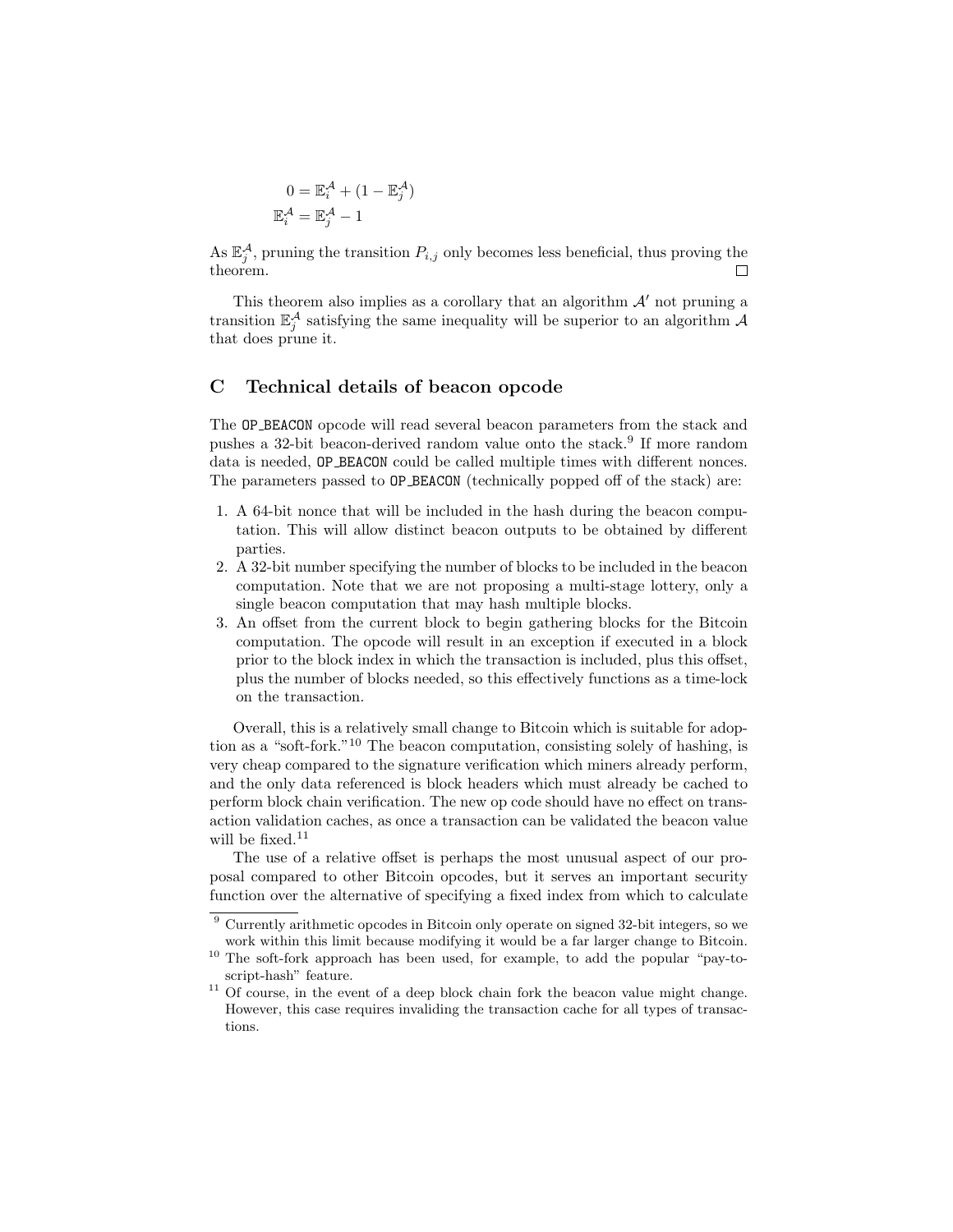$$0 = \mathbb{E}_i^{\mathcal{A}} + (1 - \mathbb{E}_j^{\mathcal{A}})$$
$$\mathbb{E}_i^{\mathcal{A}} = \mathbb{E}_j^{\mathcal{A}} - 1$$

As $\mathbb{E}_j^{\mathcal{A}}$, pruning the transition $P_{i,j}$ only becomes less beneficial, thus proving the theorem. □

This theorem also implies as a corollary that an algorithm $\mathcal{A}'$ not pruning a transition $\mathbb{E}_j^{\mathcal{A}}$ satisfying the same inequality will be superior to an algorithm $\mathcal{A}$ that does prune it.

## C Technical details of beacon opcode

The OP_BEACON opcode will read several beacon parameters from the stack and pushes a 32-bit beacon-derived random value onto the stack.[9] If more random data is needed, OP_BEACON could be called multiple times with different nonces. The parameters passed to OP_BEACON (technically popped off of the stack) are:

1. A 64-bit nonce that will be included in the hash during the beacon computation. This will allow distinct beacon outputs to be obtained by different parties.
2. A 32-bit number specifying the number of blocks to be included in the beacon computation. Note that we are not proposing a multi-stage lottery, only a single beacon computation that may hash multiple blocks.
3. An offset from the current block to begin gathering blocks for the Bitcoin computation. The opcode will result in an exception if executed in a block prior to the block index in which the transaction is included, plus this offset, plus the number of blocks needed, so this effectively functions as a time-lock on the transaction.

Overall, this is a relatively small change to Bitcoin which is suitable for adoption as a "soft-fork."[10] The beacon computation, consisting solely of hashing, is very cheap compared to the signature verification which miners already perform, and the only data referenced is block headers which must already be cached to perform block chain verification. The new op code should have no effect on transaction validation caches, as once a transaction can be validated the beacon value will be fixed.[11]

The use of a relative offset is perhaps the most unusual aspect of our proposal compared to other Bitcoin opcodes, but it serves an important security function over the alternative of specifying a fixed index from which to calculate

---

[9] Currently arithmetic opcodes in Bitcoin only operate on signed 32-bit integers, so we work within this limit because modifying it would be a far larger change to Bitcoin.

[10] The soft-fork approach has been used, for example, to add the popular "pay-to-script-hash" feature.

[11] Of course, in the event of a deep block chain fork the beacon value might change. However, this case requires invaliding the transaction cache for all types of transactions.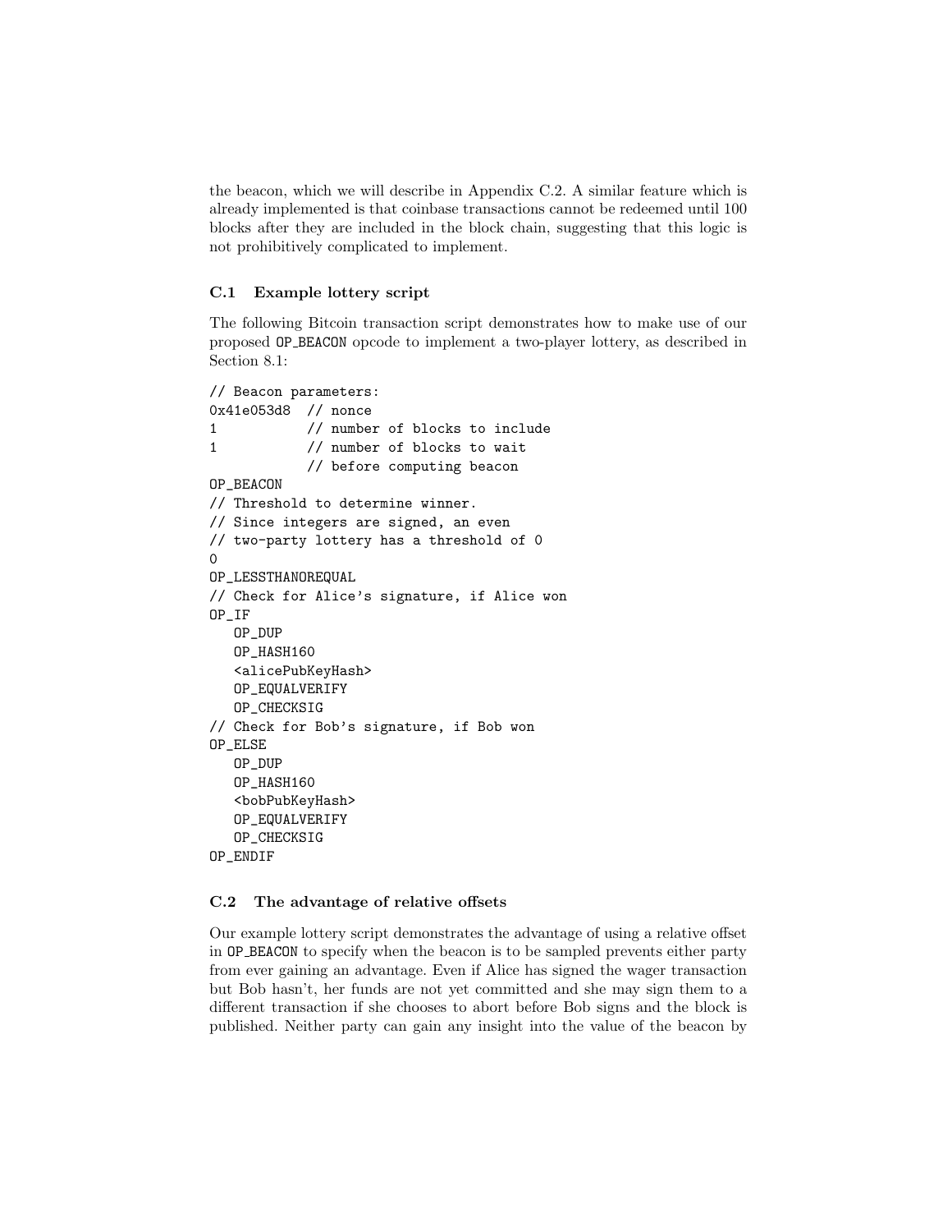the beacon, which we will describe in Appendix C.2. A similar feature which is already implemented is that coinbase transactions cannot be redeemed until 100 blocks after they are included in the block chain, suggesting that this logic is not prohibitively complicated to implement.

### C.1 Example lottery script

The following Bitcoin transaction script demonstrates how to make use of our proposed OP_BEACON opcode to implement a two-player lottery, as described in Section 8.1:

```
// Beacon parameters:
0x41e053d8  // nonce
1           // number of blocks to include
1           // number of blocks to wait
            // before computing beacon
OP_BEACON
// Threshold to determine winner.
// Since integers are signed, an even
// two-party lottery has a threshold of 0
0
OP_LESSTHANOREQUAL
// Check for Alice's signature, if Alice won
OP_IF
   OP_DUP
   OP_HASH160
   <alicePubKeyHash>
   OP_EQUALVERIFY
   OP_CHECKSIG
// Check for Bob's signature, if Bob won
OP_ELSE
   OP_DUP
   OP_HASH160
   <bobPubKeyHash>
   OP_EQUALVERIFY
   OP_CHECKSIG
OP_ENDIF
```

### C.2 The advantage of relative offsets

Our example lottery script demonstrates the advantage of using a relative offset in OP_BEACON to specify when the beacon is to be sampled prevents either party from ever gaining an advantage. Even if Alice has signed the wager transaction but Bob hasn't, her funds are not yet committed and she may sign them to a different transaction if she chooses to abort before Bob signs and the block is published. Neither party can gain any insight into the value of the beacon by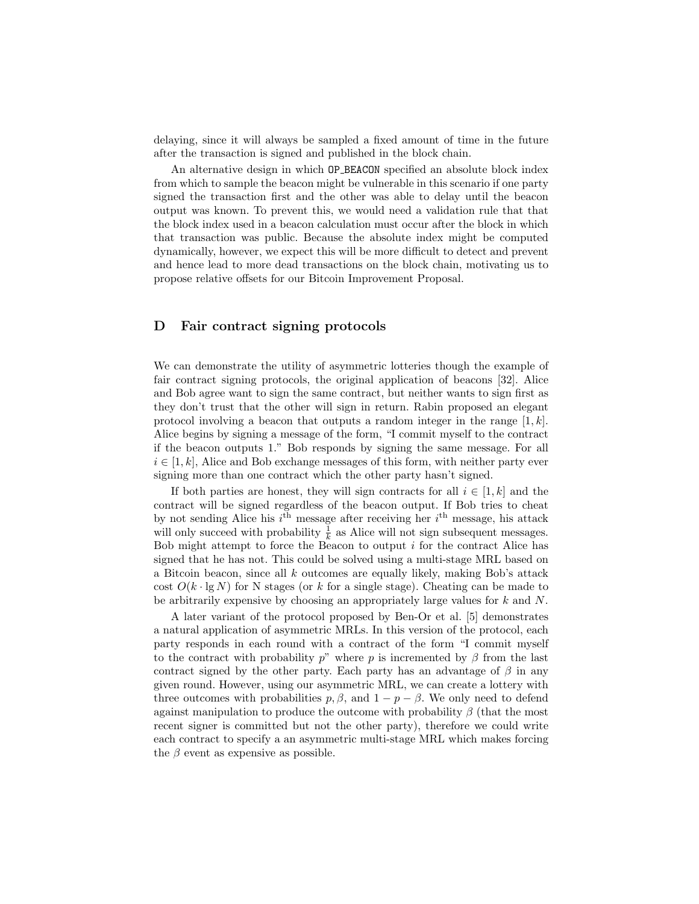delaying, since it will always be sampled a fixed amount of time in the future after the transaction is signed and published in the block chain.

An alternative design in which `OP_BEACON` specified an absolute block index from which to sample the beacon might be vulnerable in this scenario if one party signed the transaction first and the other was able to delay until the beacon output was known. To prevent this, we would need a validation rule that that the block index used in a beacon calculation must occur after the block in which that transaction was public. Because the absolute index might be computed dynamically, however, we expect this will be more difficult to detect and prevent and hence lead to more dead transactions on the block chain, motivating us to propose relative offsets for our Bitcoin Improvement Proposal.

## D Fair contract signing protocols

We can demonstrate the utility of asymmetric lotteries though the example of fair contract signing protocols, the original application of beacons [32]. Alice and Bob agree want to sign the same contract, but neither wants to sign first as they don't trust that the other will sign in return. Rabin proposed an elegant protocol involving a beacon that outputs a random integer in the range $[1, k]$. Alice begins by signing a message of the form, "I commit myself to the contract if the beacon outputs 1." Bob responds by signing the same message. For all $i \in [1, k]$, Alice and Bob exchange messages of this form, with neither party ever signing more than one contract which the other party hasn't signed.

If both parties are honest, they will sign contracts for all $i \in [1, k]$ and the contract will be signed regardless of the beacon output. If Bob tries to cheat by not sending Alice his $i^{\text{th}}$ message after receiving her $i^{\text{th}}$ message, his attack will only succeed with probability $\frac{1}{k}$ as Alice will not sign subsequent messages. Bob might attempt to force the Beacon to output $i$ for the contract Alice has signed that he has not. This could be solved using a multi-stage MRL based on a Bitcoin beacon, since all $k$ outcomes are equally likely, making Bob's attack cost $O(k \cdot \lg N)$ for N stages (or $k$ for a single stage). Cheating can be made to be arbitrarily expensive by choosing an appropriately large values for $k$ and $N$.

A later variant of the protocol proposed by Ben-Or et al. [5] demonstrates a natural application of asymmetric MRLs. In this version of the protocol, each party responds in each round with a contract of the form "I commit myself to the contract with probability $p$" where $p$ is incremented by $\beta$ from the last contract signed by the other party. Each party has an advantage of $\beta$ in any given round. However, using our asymmetric MRL, we can create a lottery with three outcomes with probabilities $p, \beta$, and $1 - p - \beta$. We only need to defend against manipulation to produce the outcome with probability $\beta$ (that the most recent signer is committed but not the other party), therefore we could write each contract to specify a an asymmetric multi-stage MRL which makes forcing the $\beta$ event as expensive as possible.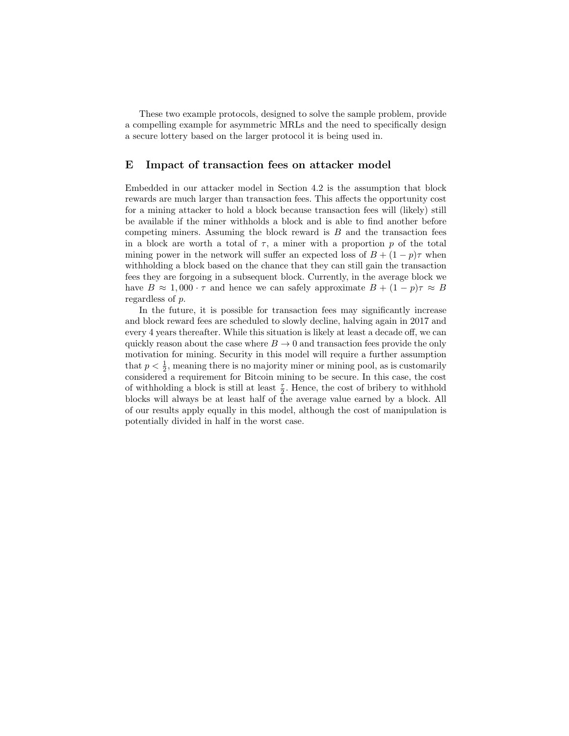These two example protocols, designed to solve the sample problem, provide a compelling example for asymmetric MRLs and the need to specifically design a secure lottery based on the larger protocol it is being used in.

## E Impact of transaction fees on attacker model

Embedded in our attacker model in Section 4.2 is the assumption that block rewards are much larger than transaction fees. This affects the opportunity cost for a mining attacker to hold a block because transaction fees will (likely) still be available if the miner withholds a block and is able to find another before competing miners. Assuming the block reward is $B$ and the transaction fees in a block are worth a total of $\tau$, a miner with a proportion $p$ of the total mining power in the network will suffer an expected loss of $B + (1 - p)\tau$ when withholding a block based on the chance that they can still gain the transaction fees they are forgoing in a subsequent block. Currently, in the average block we have $B \approx 1,000 \cdot \tau$ and hence we can safely approximate $B + (1 - p)\tau \approx B$ regardless of $p$.

In the future, it is possible for transaction fees may significantly increase and block reward fees are scheduled to slowly decline, halving again in 2017 and every 4 years thereafter. While this situation is likely at least a decade off, we can quickly reason about the case where $B \to 0$ and transaction fees provide the only motivation for mining. Security in this model will require a further assumption that $p < \frac{1}{2}$, meaning there is no majority miner or mining pool, as is customarily considered a requirement for Bitcoin mining to be secure. In this case, the cost of withholding a block is still at least $\frac{\tau}{2}$. Hence, the cost of bribery to withhold blocks will always be at least half of the average value earned by a block. All of our results apply equally in this model, although the cost of manipulation is potentially divided in half in the worst case.